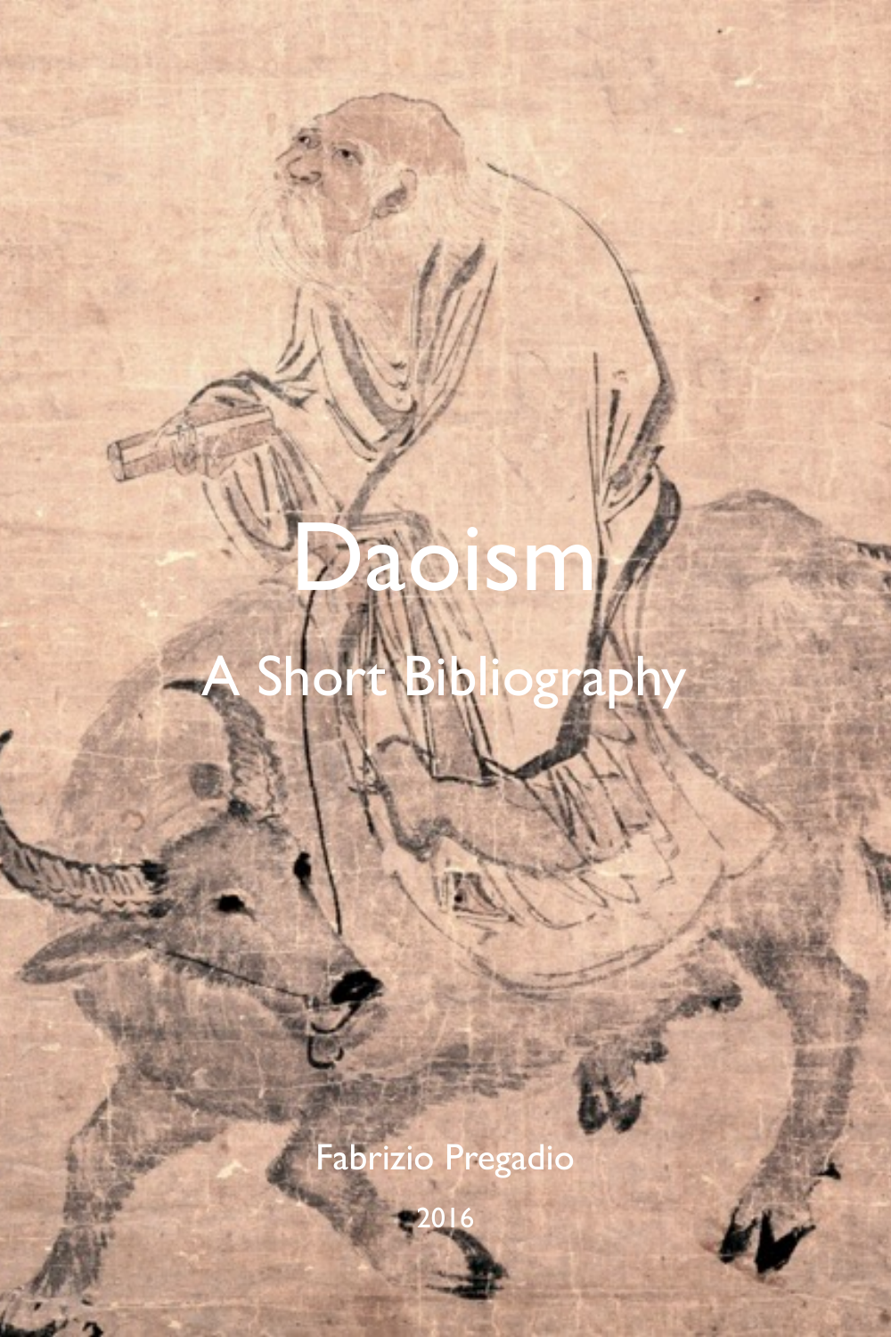# Daoism

## A Short Bibliography

Fabrizio Pregadio

2016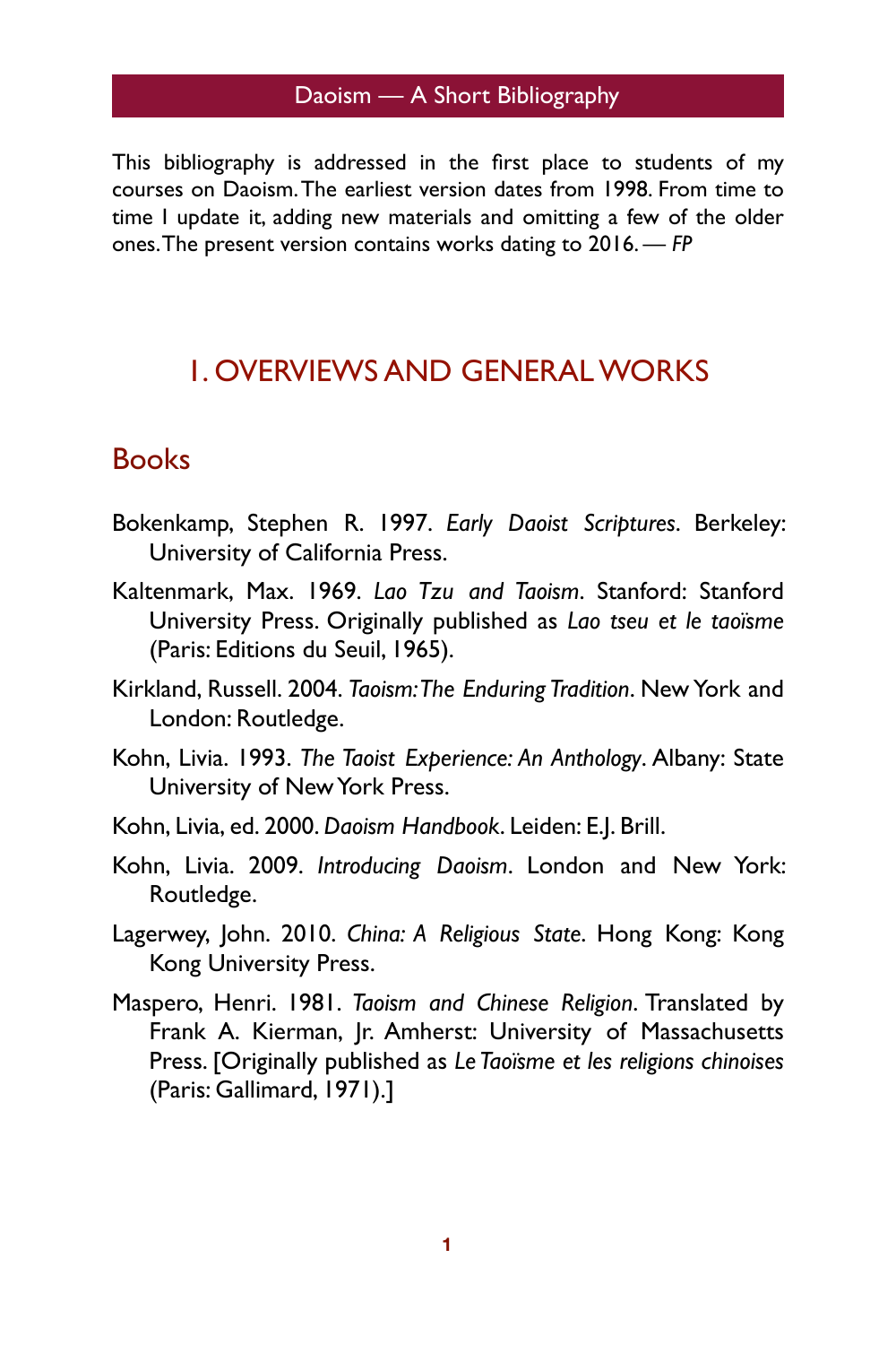# Daoism — A Short Bibliography

This bibliography is addressed in the first place to students of my courses on Daoism. The earliest version dates from 1998. From time to time I update it, adding new materials and omitting a few of the older ones. The present version contains works dating to 2016. — *FP*

## 1. OVERVIEWS AND GENERAL WORKS

### Books

Bokenkamp, Stephen R. 1997. *Early Daoist Scriptures*. Berkeley: University of California Press.

Kaltenmark, Max. 1969. *Lao Tzu and Taoism*. Stanford: Stanford University Press. Originally published as *Lao tseu et le taoïsme* (Paris: Editions du Seuil, 1965).

Kirkland, Russell. 2004. *Taoism: The Enduring Tradition*. New York and London: Routledge.

Kohn, Livia. 1993. *The Taoist Experience: An Anthology*. Albany: State University of New York Press.

Kohn, Livia, ed. 2000. *Daoism Handbook*. Leiden: E.J. Brill.

Kohn, Livia. 2009. *Introducing Daoism*. London and New York: Routledge.

Lagerwey, John. 2010. *China: A Religious State*. Hong Kong: Kong Kong University Press.

Maspero, Henri. 1981. *Taoism and Chinese Religion*. Translated by Frank A. Kierman, Jr. Amherst: University of Massachusetts Press. [Originally published as *Le Taoïsme et les religions chinoises* (Paris: Gallimard, 1971).]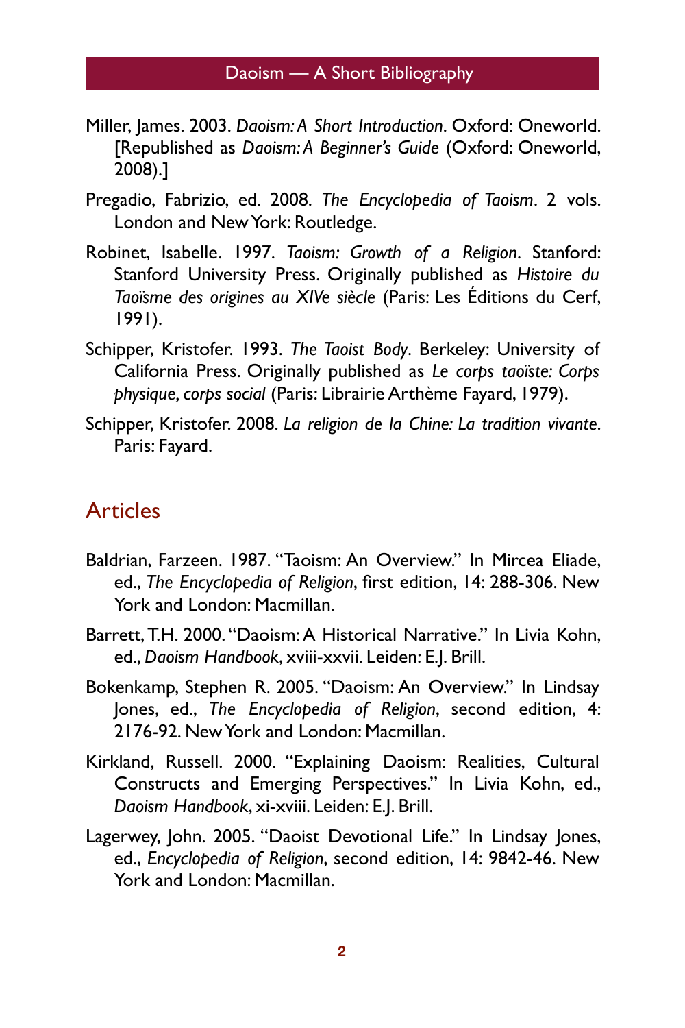Miller, James. 2003. *Daoism: A Short Introduction*. Oxford: Oneworld. [Republished as *Daoism: A Beginner's Guide* (Oxford: Oneworld, 2008).]

Pregadio, Fabrizio, ed. 2008. *The Encyclopedia of Taoism*. 2 vols. London and New York: Routledge.

Robinet, Isabelle. 1997. *Taoism: Growth of a Religion*. Stanford: Stanford University Press. Originally published as *Histoire du Taoïsme des origines au XIVe siècle* (Paris: Les Éditions du Cerf, 1991).

Schipper, Kristofer. 1993. *The Taoist Body*. Berkeley: University of California Press. Originally published as *Le corps taoïste: Corps physique, corps social* (Paris: Librairie Arthème Fayard, 1979).

Schipper, Kristofer. 2008. *La religion de la Chine: La tradition vivante*. Paris: Fayard.

## Articles

Baldrian, Farzeen. 1987. "Taoism: An Overview." In Mircea Eliade, ed., *The Encyclopedia of Religion*, first edition, 14: 288-306. New York and London: Macmillan.

Barrett, T.H. 2000. "Daoism: A Historical Narrative." In Livia Kohn, ed., *Daoism Handbook*, xviii-xxvii. Leiden: E.J. Brill.

Bokenkamp, Stephen R. 2005. "Daoism: An Overview." In Lindsay Jones, ed., *The Encyclopedia of Religion*, second edition, 4: 2176-92. New York and London: Macmillan.

Kirkland, Russell. 2000. "Explaining Daoism: Realities, Cultural Constructs and Emerging Perspectives." In Livia Kohn, ed., *Daoism Handbook*, xi-xviii. Leiden: E.J. Brill.

Lagerwey, John. 2005. "Daoist Devotional Life." In Lindsay Jones, ed., *Encyclopedia of Religion*, second edition, 14: 9842-46. New York and London: Macmillan.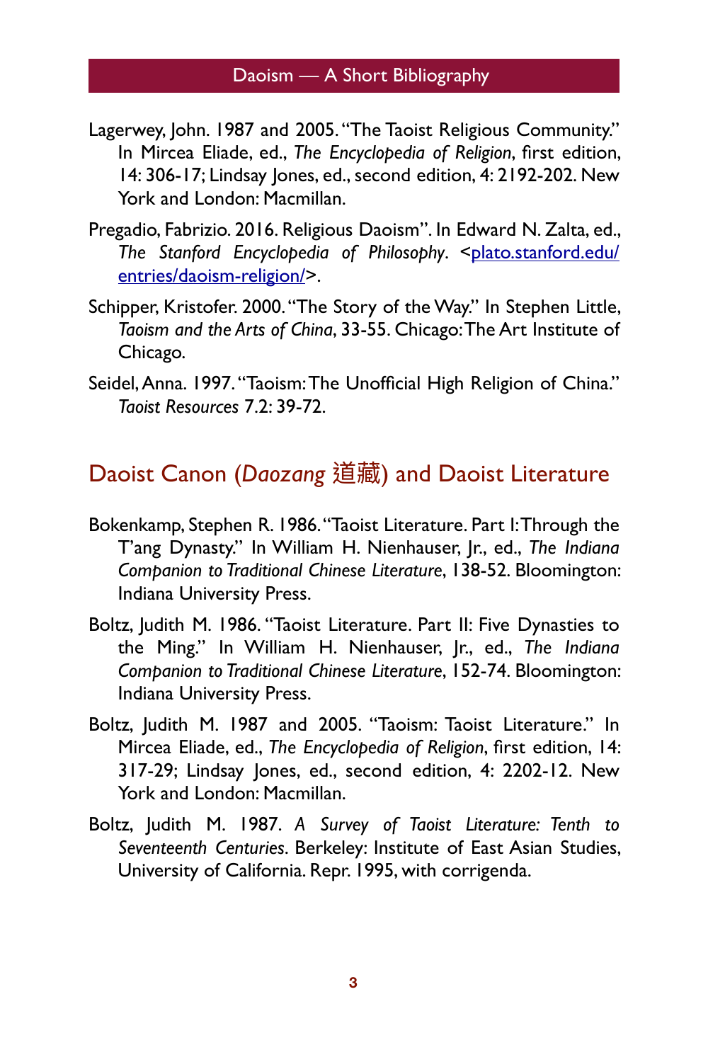Lagerwey, John. 1987 and 2005. "The Taoist Religious Community." In Mircea Eliade, ed., *The Encyclopedia of Religion*, first edition, 14: 306-17; Lindsay Jones, ed., second edition, 4: 2192-202. New York and London: Macmillan.

Pregadio, Fabrizio. 2016. Religious Daoism". In Edward N. Zalta, ed., *The Stanford Encyclopedia of Philosophy*. <[plato.stanford.edu/entries/daoism-religion/](plato.stanford.edu/entries/daoism-religion/)>.

Schipper, Kristofer. 2000. "The Story of the Way." In Stephen Little, *Taoism and the Arts of China*, 33-55. Chicago: The Art Institute of Chicago.

Seidel, Anna. 1997. "Taoism: The Unofficial High Religion of China." *Taoist Resources* 7.2: 39-72.

## Daoist Canon (*Daozang* 道藏) and Daoist Literature

Bokenkamp, Stephen R. 1986. "Taoist Literature. Part I: Through the T'ang Dynasty." In William H. Nienhauser, Jr., ed., *The Indiana Companion to Traditional Chinese Literature*, 138-52. Bloomington: Indiana University Press.

Boltz, Judith M. 1986. "Taoist Literature. Part II: Five Dynasties to the Ming." In William H. Nienhauser, Jr., ed., *The Indiana Companion to Traditional Chinese Literature*, 152-74. Bloomington: Indiana University Press.

Boltz, Judith M. 1987 and 2005. "Taoism: Taoist Literature." In Mircea Eliade, ed., *The Encyclopedia of Religion*, first edition, 14: 317-29; Lindsay Jones, ed., second edition, 4: 2202-12. New York and London: Macmillan.

Boltz, Judith M. 1987. *A Survey of Taoist Literature: Tenth to Seventeenth Centuries*. Berkeley: Institute of East Asian Studies, University of California. Repr. 1995, with corrigenda.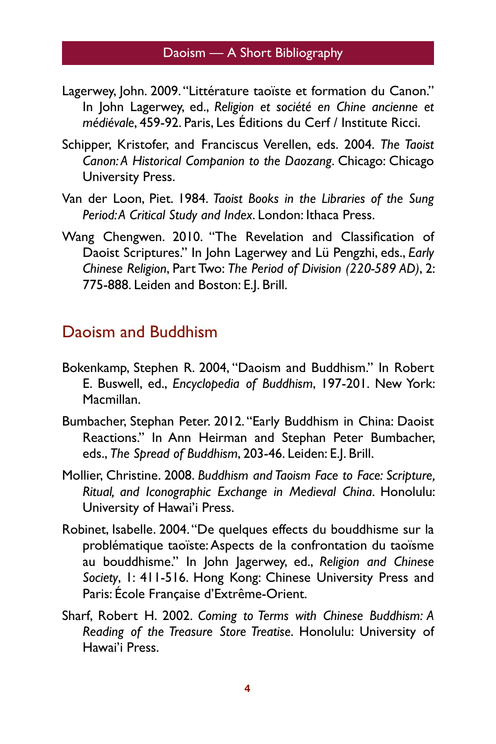Lagerwey, John. 2009. "Littérature taoïste et formation du Canon." In John Lagerwey, ed., *Religion et société en Chine ancienne et médiévale*, 459-92. Paris, Les Éditions du Cerf / Institute Ricci.

Schipper, Kristofer, and Franciscus Verellen, eds. 2004. *The Taoist Canon: A Historical Companion to the Daozang*. Chicago: Chicago University Press.

Van der Loon, Piet. 1984. *Taoist Books in the Libraries of the Sung Period: A Critical Study and Index*. London: Ithaca Press.

Wang Chengwen. 2010. "The Revelation and Classification of Daoist Scriptures." In John Lagerwey and Lü Pengzhi, eds., *Early Chinese Religion*, Part Two: *The Period of Division (220-589 AD)*, 2: 775-888. Leiden and Boston: E.J. Brill.

## Daoism and Buddhism

Bokenkamp, Stephen R. 2004, "Daoism and Buddhism." In Robert E. Buswell, ed., *Encyclopedia of Buddhism*, 197-201. New York: Macmillan.

Bumbacher, Stephan Peter. 2012. "Early Buddhism in China: Daoist Reactions." In Ann Heirman and Stephan Peter Bumbacher, eds., *The Spread of Buddhism*, 203-46. Leiden: E.J. Brill.

Mollier, Christine. 2008. *Buddhism and Taoism Face to Face: Scripture, Ritual, and Iconographic Exchange in Medieval China*. Honolulu: University of Hawai'i Press.

Robinet, Isabelle. 2004. "De quelques effects du bouddhisme sur la problématique taoïste: Aspects de la confrontation du taoïsme au bouddhisme." In John Jagerwey, ed., *Religion and Chinese Society*, 1: 411-516. Hong Kong: Chinese University Press and Paris: École Française d'Extrême-Orient.

Sharf, Robert H. 2002. *Coming to Terms with Chinese Buddhism: A Reading of the Treasure Store Treatise*. Honolulu: University of Hawai'i Press.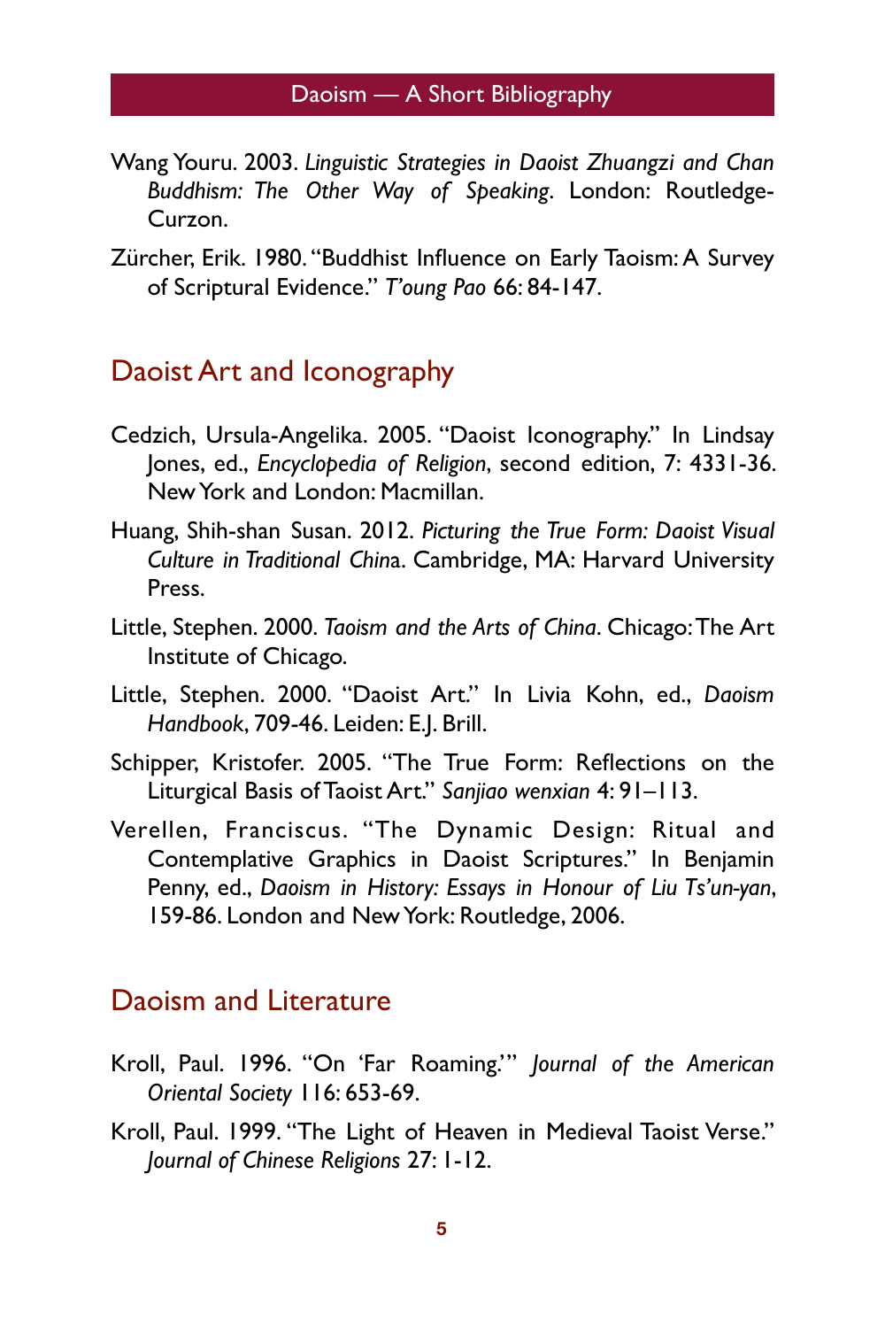Wang Youru. 2003. *Linguistic Strategies in Daoist Zhuangzi and Chan Buddhism: The Other Way of Speaking*. London: Routledge-Curzon.

Zürcher, Erik. 1980. "Buddhist Influence on Early Taoism: A Survey of Scriptural Evidence." *T'oung Pao* 66: 84-147.

## Daoist Art and Iconography

Cedzich, Ursula-Angelika. 2005. "Daoist Iconography." In Lindsay Jones, ed., *Encyclopedia of Religion*, second edition, 7: 4331-36. New York and London: Macmillan.

Huang, Shih-shan Susan. 2012. *Picturing the True Form: Daoist Visual Culture in Traditional Chin*a. Cambridge, MA: Harvard University Press.

Little, Stephen. 2000. *Taoism and the Arts of China*. Chicago: The Art Institute of Chicago.

Little, Stephen. 2000. "Daoist Art." In Livia Kohn, ed., *Daoism Handbook*, 709-46. Leiden: E.J. Brill.

Schipper, Kristofer. 2005. "The True Form: Reflections on the Liturgical Basis of Taoist Art." *Sanjiao wenxian* 4: 91–113.

Verellen, Franciscus. "The Dynamic Design: Ritual and Contemplative Graphics in Daoist Scriptures." In Benjamin Penny, ed., *Daoism in History: Essays in Honour of Liu Ts'un-yan*, 159-86. London and New York: Routledge, 2006.

## Daoism and Literature

Kroll, Paul. 1996. "On 'Far Roaming.'" *Journal of the American Oriental Society* 116: 653-69.

Kroll, Paul. 1999. "The Light of Heaven in Medieval Taoist Verse." *Journal of Chinese Religions* 27: 1-12.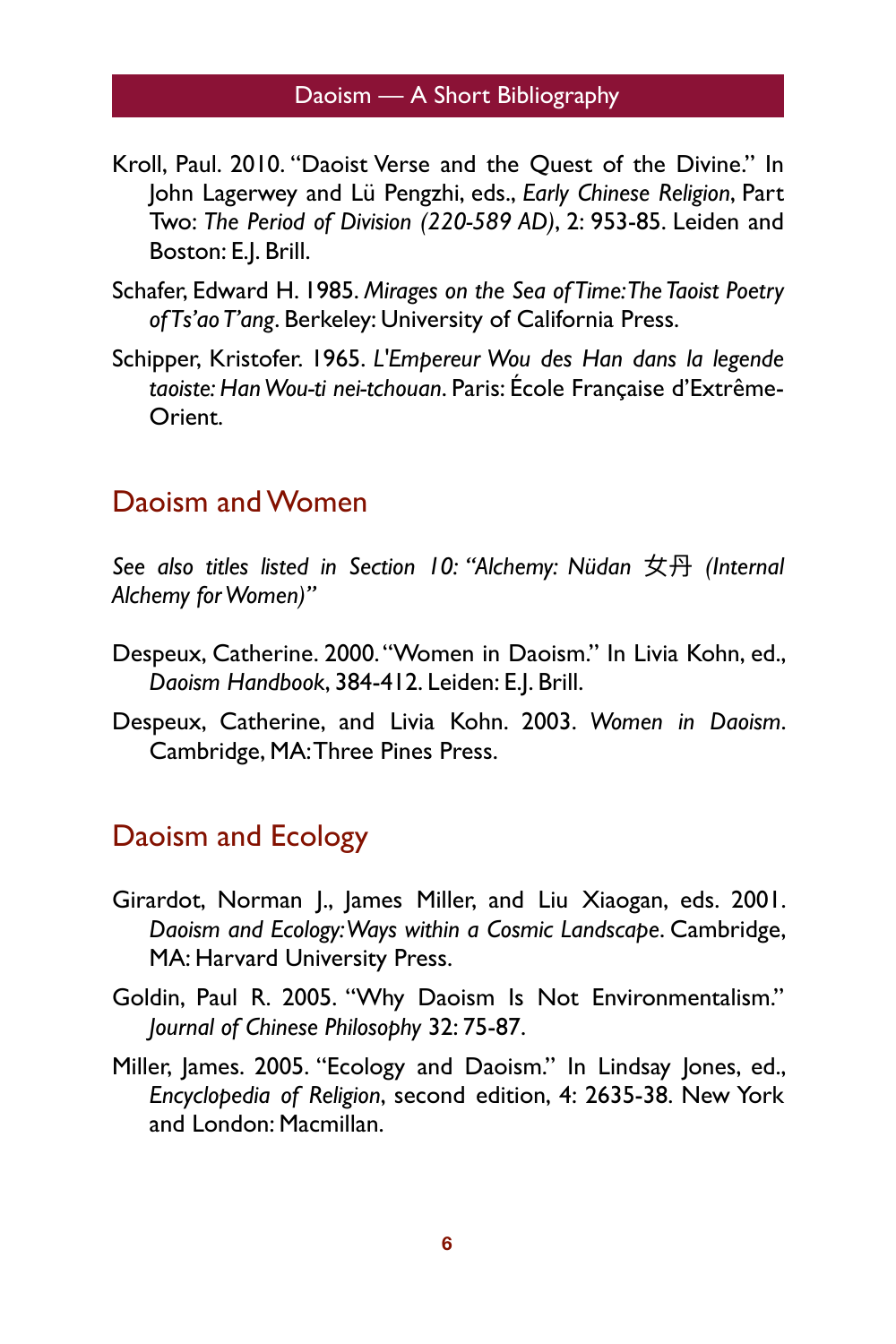Kroll, Paul. 2010. "Daoist Verse and the Quest of the Divine." In John Lagerwey and Lü Pengzhi, eds., *Early Chinese Religion*, Part Two: *The Period of Division (220-589 AD)*, 2: 953-85. Leiden and Boston: E.J. Brill.

Schafer, Edward H. 1985. *Mirages on the Sea of Time: The Taoist Poetry of Ts'ao T'ang*. Berkeley: University of California Press.

Schipper, Kristofer. 1965. *L'Empereur Wou des Han dans la legende taoiste: Han Wou-ti nei-tchouan*. Paris: École Française d'Extrême-Orient.

## Daoism and Women

*See also titles listed in Section 10: "Alchemy: Nüdan 女丹 (Internal Alchemy for Women)"*

Despeux, Catherine. 2000. "Women in Daoism." In Livia Kohn, ed., *Daoism Handbook*, 384-412. Leiden: E.J. Brill.

Despeux, Catherine, and Livia Kohn. 2003. *Women in Daoism*. Cambridge, MA: Three Pines Press.

## Daoism and Ecology

Girardot, Norman J., James Miller, and Liu Xiaogan, eds. 2001. *Daoism and Ecology: Ways within a Cosmic Landscape*. Cambridge, MA: Harvard University Press.

Goldin, Paul R. 2005. "Why Daoism Is Not Environmentalism." *Journal of Chinese Philosophy* 32: 75-87.

Miller, James. 2005. "Ecology and Daoism." In Lindsay Jones, ed., *Encyclopedia of Religion*, second edition, 4: 2635-38. New York and London: Macmillan.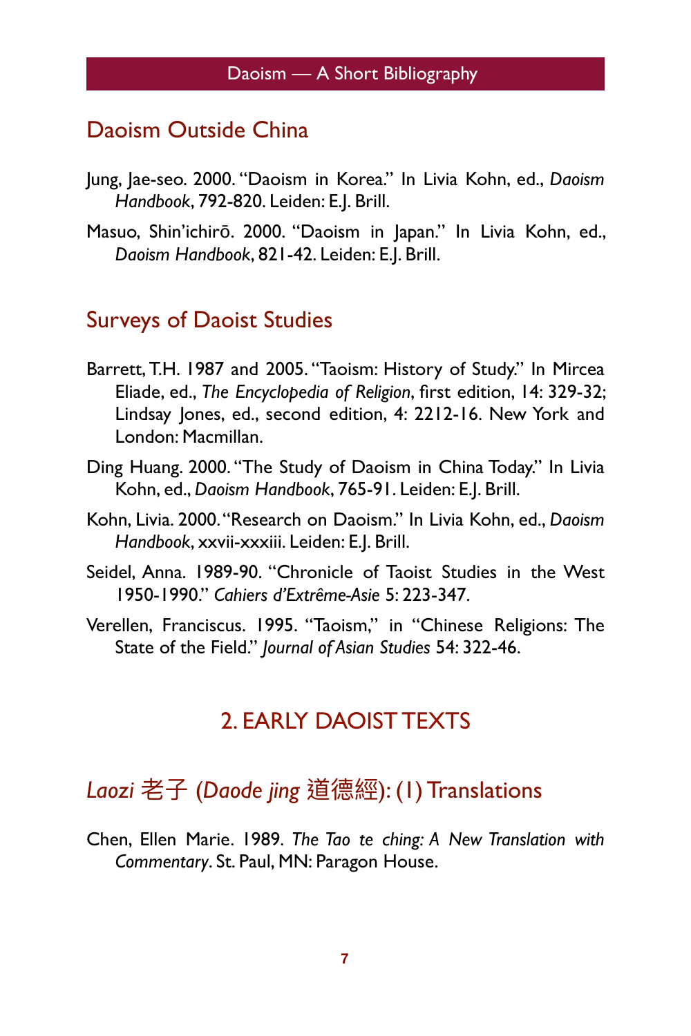## Daoism Outside China

Jung, Jae-seo. 2000. "Daoism in Korea." In Livia Kohn, ed., *Daoism Handbook*, 792-820. Leiden: E.J. Brill.

Masuo, Shin'ichirō. 2000. "Daoism in Japan." In Livia Kohn, ed., *Daoism Handbook*, 821-42. Leiden: E.J. Brill.

## Surveys of Daoist Studies

Barrett, T.H. 1987 and 2005. "Taoism: History of Study." In Mircea Eliade, ed., *The Encyclopedia of Religion*, first edition, 14: 329-32; Lindsay Jones, ed., second edition, 4: 2212-16. New York and London: Macmillan.

Ding Huang. 2000. "The Study of Daoism in China Today." In Livia Kohn, ed., *Daoism Handbook*, 765-91. Leiden: E.J. Brill.

Kohn, Livia. 2000. "Research on Daoism." In Livia Kohn, ed., *Daoism Handbook*, xxvii-xxxiii. Leiden: E.J. Brill.

Seidel, Anna. 1989-90. "Chronicle of Taoist Studies in the West 1950-1990." *Cahiers d'Extrême-Asie* 5: 223-347.

Verellen, Franciscus. 1995. "Taoism," in "Chinese Religions: The State of the Field." *Journal of Asian Studies* 54: 322-46.

# 2. EARLY DAOIST TEXTS

## *Laozi* 老子 (*Daode jing* 道德經): (1) Translations

Chen, Ellen Marie. 1989. *The Tao te ching: A New Translation with Commentary*. St. Paul, MN: Paragon House.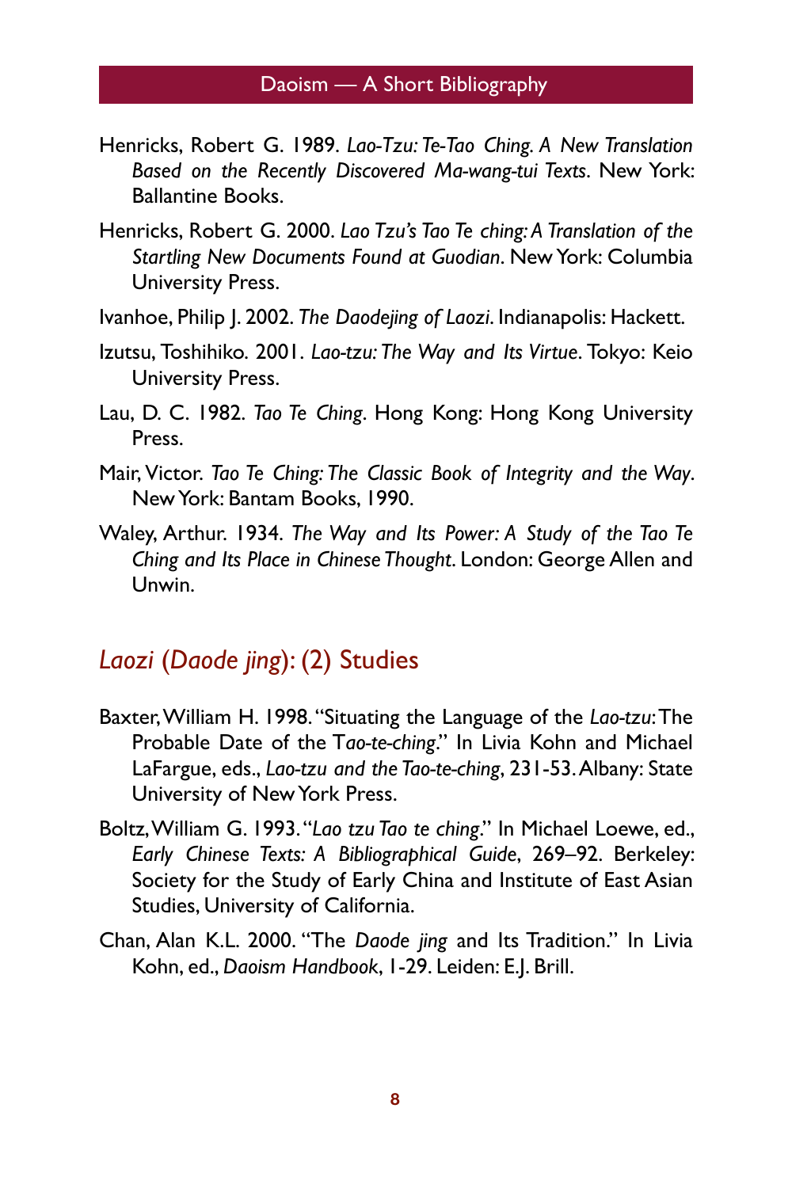Henricks, Robert G. 1989. *Lao-Tzu: Te-Tao Ching. A New Translation Based on the Recently Discovered Ma-wang-tui Texts*. New York: Ballantine Books.

Henricks, Robert G. 2000. *Lao Tzu's Tao Te ching: A Translation of the Startling New Documents Found at Guodian*. New York: Columbia University Press.

Ivanhoe, Philip J. 2002. *The Daodejing of Laozi*. Indianapolis: Hackett.

Izutsu, Toshihiko. 2001. *Lao-tzu: The Way and Its Virtue*. Tokyo: Keio University Press.

Lau, D. C. 1982. *Tao Te Ching*. Hong Kong: Hong Kong University Press.

Mair, Victor. *Tao Te Ching: The Classic Book of Integrity and the Way*. New York: Bantam Books, 1990.

Waley, Arthur. 1934. *The Way and Its Power: A Study of the Tao Te Ching and Its Place in Chinese Thought*. London: George Allen and Unwin.

## *Laozi* (*Daode jing*): (2) Studies

Baxter, William H. 1998. "Situating the Language of the *Lao-tzu*: The Probable Date of the T*ao-te-ching*." In Livia Kohn and Michael LaFargue, eds., *Lao-tzu and the Tao-te-ching*, 231-53. Albany: State University of New York Press.

Boltz, William G. 1993. "*Lao tzu Tao te ching*." In Michael Loewe, ed., *Early Chinese Texts: A Bibliographical Guide*, 269–92. Berkeley: Society for the Study of Early China and Institute of East Asian Studies, University of California.

Chan, Alan K.L. 2000. "The *Daode jing* and Its Tradition." In Livia Kohn, ed., *Daoism Handbook*, 1-29. Leiden: E.J. Brill.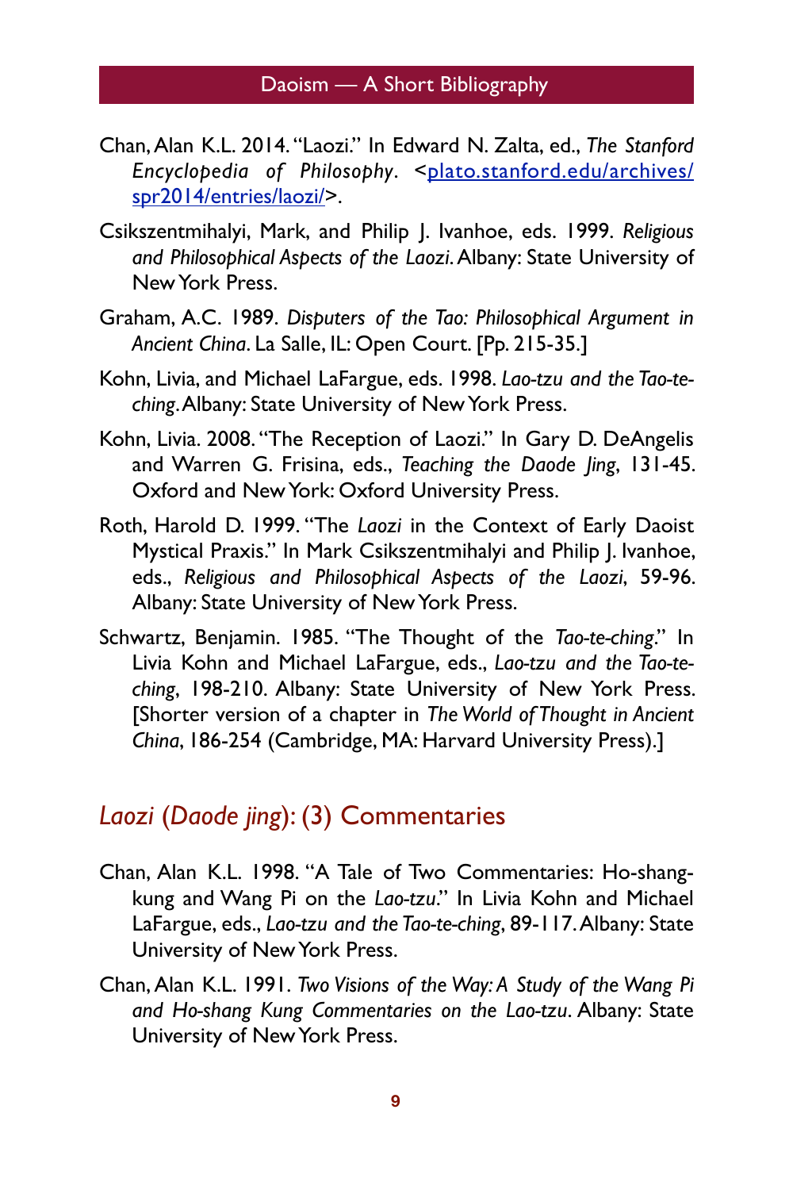Chan, Alan K.L. 2014. "Laozi." In Edward N. Zalta, ed., *The Stanford Encyclopedia of Philosophy*. <[plato.stanford.edu/archives/spr2014/entries/laozi/](plato.stanford.edu/archives/spr2014/entries/laozi/)>.

Csikszentmihalyi, Mark, and Philip J. Ivanhoe, eds. 1999. *Religious and Philosophical Aspects of the Laozi*. Albany: State University of New York Press.

Graham, A.C. 1989. *Disputers of the Tao: Philosophical Argument in Ancient China*. La Salle, IL: Open Court. [Pp. 215-35.]

Kohn, Livia, and Michael LaFargue, eds. 1998. *Lao-tzu and the Tao-te-ching*. Albany: State University of New York Press.

Kohn, Livia. 2008. "The Reception of Laozi." In Gary D. DeAngelis and Warren G. Frisina, eds., *Teaching the Daode Jing*, 131-45. Oxford and New York: Oxford University Press.

Roth, Harold D. 1999. "The *Laozi* in the Context of Early Daoist Mystical Praxis." In Mark Csikszentmihalyi and Philip J. Ivanhoe, eds., *Religious and Philosophical Aspects of the Laozi*, 59-96. Albany: State University of New York Press.

Schwartz, Benjamin. 1985. "The Thought of the *Tao-te-ching*." In Livia Kohn and Michael LaFargue, eds., *Lao-tzu and the Tao-te-ching*, 198-210. Albany: State University of New York Press. [Shorter version of a chapter in *The World of Thought in Ancient China*, 186-254 (Cambridge, MA: Harvard University Press).]

## *Laozi* (*Daode jing*): (3) Commentaries

Chan, Alan K.L. 1998. "A Tale of Two Commentaries: Ho-shang-kung and Wang Pi on the *Lao-tzu*." In Livia Kohn and Michael LaFargue, eds., *Lao-tzu and the Tao-te-ching*, 89-117. Albany: State University of New York Press.

Chan, Alan K.L. 1991. *Two Visions of the Way: A Study of the Wang Pi and Ho-shang Kung Commentaries on the Lao-tzu*. Albany: State University of New York Press.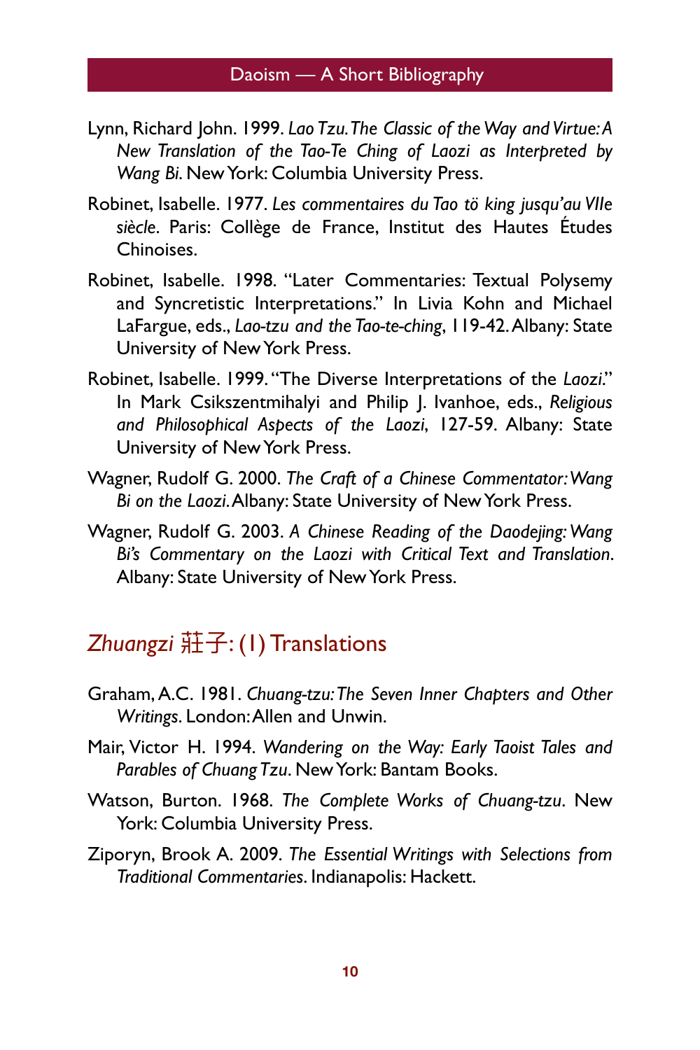Lynn, Richard John. 1999. *Lao Tzu. The Classic of the Way and Virtue: A New Translation of the Tao-Te Ching of Laozi as Interpreted by Wang Bi*. New York: Columbia University Press.

Robinet, Isabelle. 1977. *Les commentaires du Tao tö king jusqu'au VIIe siècle*. Paris: Collège de France, Institut des Hautes Études Chinoises.

Robinet, Isabelle. 1998. "Later Commentaries: Textual Polysemy and Syncretistic Interpretations." In Livia Kohn and Michael LaFargue, eds., *Lao-tzu and the Tao-te-ching*, 119-42. Albany: State University of New York Press.

Robinet, Isabelle. 1999. "The Diverse Interpretations of the *Laozi*." In Mark Csikszentmihalyi and Philip J. Ivanhoe, eds., *Religious and Philosophical Aspects of the Laozi*, 127-59. Albany: State University of New York Press.

Wagner, Rudolf G. 2000. *The Craft of a Chinese Commentator: Wang Bi on the Laozi*. Albany: State University of New York Press.

Wagner, Rudolf G. 2003. *A Chinese Reading of the Daodejing: Wang Bi's Commentary on the Laozi with Critical Text and Translation*. Albany: State University of New York Press.

## *Zhuangzi* 莊子: (1) Translations

Graham, A.C. 1981. *Chuang-tzu: The Seven Inner Chapters and Other Writings*. London: Allen and Unwin.

Mair, Victor H. 1994. *Wandering on the Way: Early Taoist Tales and Parables of Chuang Tzu*. New York: Bantam Books.

Watson, Burton. 1968. *The Complete Works of Chuang-tzu*. New York: Columbia University Press.

Ziporyn, Brook A. 2009. *The Essential Writings with Selections from Traditional Commentaries*. Indianapolis: Hackett.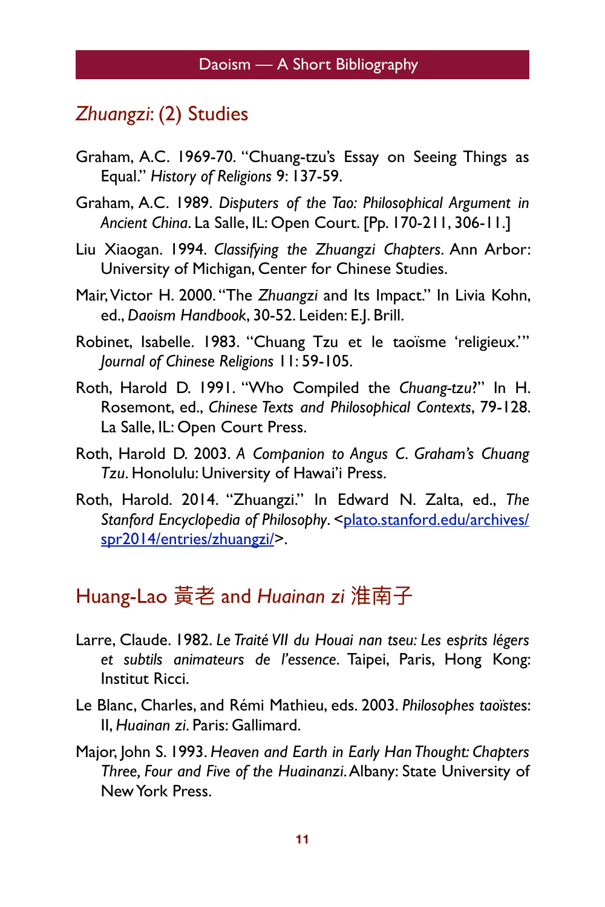## *Zhuangzi*: (2) Studies

Graham, A.C. 1969-70. “Chuang-tzu’s Essay on Seeing Things as Equal.” *History of Religions* 9: 137-59.

Graham, A.C. 1989. *Disputers of the Tao: Philosophical Argument in Ancient China*. La Salle, IL: Open Court. [Pp. 170-211, 306-11.]

Liu Xiaogan. 1994. *Classifying the Zhuangzi Chapters*. Ann Arbor: University of Michigan, Center for Chinese Studies.

Mair, Victor H. 2000. “The *Zhuangzi* and Its Impact.” In Livia Kohn, ed., *Daoism Handbook*, 30-52. Leiden: E.J. Brill.

Robinet, Isabelle. 1983. “Chuang Tzu et le taoïsme ‘religieux.’” *Journal of Chinese Religions* 11: 59-105.

Roth, Harold D. 1991. “Who Compiled the *Chuang-tzu*?” In H. Rosemont, ed., *Chinese Texts and Philosophical Contexts*, 79-128. La Salle, IL: Open Court Press.

Roth, Harold D. 2003. *A Companion to Angus C. Graham’s Chuang Tzu*. Honolulu: University of Hawai’i Press.

Roth, Harold. 2014. “Zhuangzi.” In Edward N. Zalta, ed., *The Stanford Encyclopedia of Philosophy*. <plato.stanford.edu/archives/spr2014/entries/zhuangzi/>.

## Huang-Lao 黃老 and *Huainan zi* 淮南子

Larre, Claude. 1982. *Le Traité VII du Houai nan tseu: Les esprits légers et subtils animateurs de l’essence*. Taipei, Paris, Hong Kong: Institut Ricci.

Le Blanc, Charles, and Rémi Mathieu, eds. 2003. *Philosophes taoïstes*: II, *Huainan zi*. Paris: Gallimard.

Major, John S. 1993. *Heaven and Earth in Early Han Thought: Chapters Three, Four and Five of the Huainanzi*. Albany: State University of New York Press.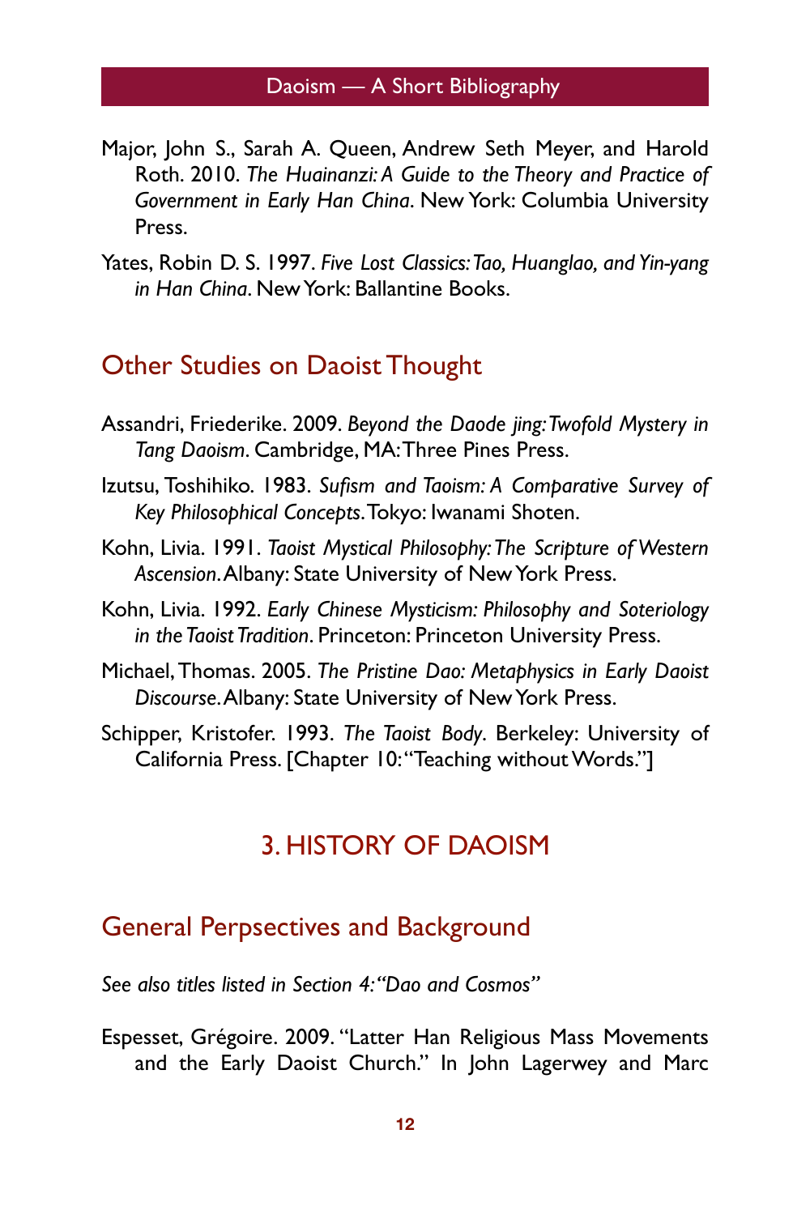Major, John S., Sarah A. Queen, Andrew Seth Meyer, and Harold Roth. 2010. *The Huainanzi: A Guide to the Theory and Practice of Government in Early Han China*. New York: Columbia University Press.

Yates, Robin D. S. 1997. *Five Lost Classics: Tao, Huanglao, and Yin-yang in Han China*. New York: Ballantine Books.

## Other Studies on Daoist Thought

Assandri, Friederike. 2009. *Beyond the Daode jing: Twofold Mystery in Tang Daoism*. Cambridge, MA: Three Pines Press.

Izutsu, Toshihiko. 1983. *Sufism and Taoism: A Comparative Survey of Key Philosophical Concepts*. Tokyo: Iwanami Shoten.

Kohn, Livia. 1991. *Taoist Mystical Philosophy: The Scripture of Western Ascension*. Albany: State University of New York Press.

Kohn, Livia. 1992. *Early Chinese Mysticism: Philosophy and Soteriology in the Taoist Tradition*. Princeton: Princeton University Press.

Michael, Thomas. 2005. *The Pristine Dao: Metaphysics in Early Daoist Discourse*. Albany: State University of New York Press.

Schipper, Kristofer. 1993. *The Taoist Body*. Berkeley: University of California Press. [Chapter 10: "Teaching without Words."]

# 3. HISTORY OF DAOISM

## General Perpsectives and Background

*See also titles listed in Section 4: "Dao and Cosmos"*

Espesset, Grégoire. 2009. "Latter Han Religious Mass Movements and the Early Daoist Church." In John Lagerwey and Marc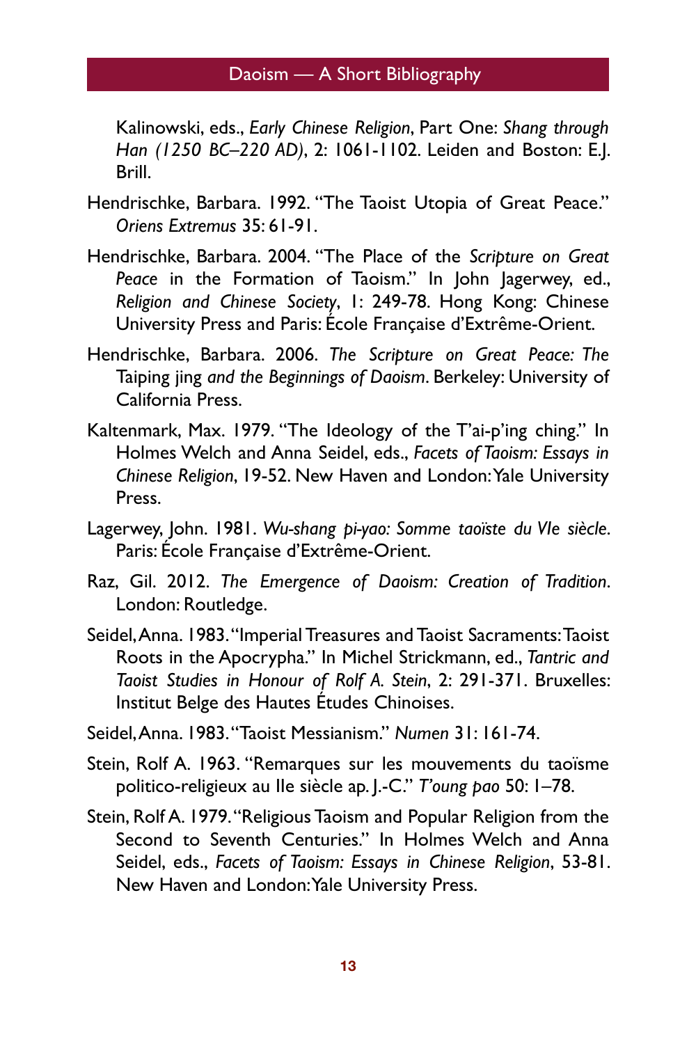Kalinowski, eds., *Early Chinese Religion*, Part One: *Shang through Han (1250 BC–220 AD)*, 2: 1061-1102. Leiden and Boston: E.J. Brill.

Hendrischke, Barbara. 1992. "The Taoist Utopia of Great Peace." *Oriens Extremus* 35: 61-91.

Hendrischke, Barbara. 2004. "The Place of the *Scripture on Great Peace* in the Formation of Taoism." In John Jagerwey, ed., *Religion and Chinese Society*, 1: 249-78. Hong Kong: Chinese University Press and Paris: École Française d'Extrême-Orient.

Hendrischke, Barbara. 2006. *The Scripture on Great Peace: The* Taiping jing *and the Beginnings of Daoism*. Berkeley: University of California Press.

Kaltenmark, Max. 1979. "The Ideology of the T'ai-p'ing ching." In Holmes Welch and Anna Seidel, eds., *Facets of Taoism: Essays in Chinese Religion*, 19-52. New Haven and London: Yale University Press.

Lagerwey, John. 1981. *Wu-shang pi-yao: Somme taoïste du VIe siècle*. Paris: École Française d'Extrême-Orient.

Raz, Gil. 2012. *The Emergence of Daoism: Creation of Tradition*. London: Routledge.

Seidel, Anna. 1983. "Imperial Treasures and Taoist Sacraments: Taoist Roots in the Apocrypha." In Michel Strickmann, ed., *Tantric and Taoist Studies in Honour of Rolf A. Stein*, 2: 291-371. Bruxelles: Institut Belge des Hautes Études Chinoises.

Seidel, Anna. 1983. "Taoist Messianism." *Numen* 31: 161-74.

Stein, Rolf A. 1963. "Remarques sur les mouvements du taoïsme politico-religieux au IIe siècle ap. J.-C." *T'oung pao* 50: 1–78.

Stein, Rolf A. 1979. "Religious Taoism and Popular Religion from the Second to Seventh Centuries." In Holmes Welch and Anna Seidel, eds., *Facets of Taoism: Essays in Chinese Religion*, 53-81. New Haven and London: Yale University Press.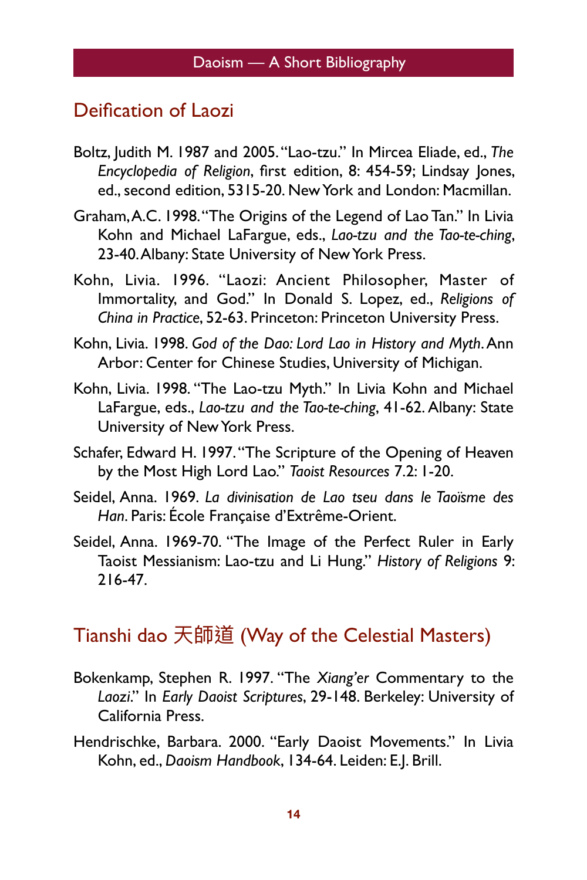## Deification of Laozi

Boltz, Judith M. 1987 and 2005. "Lao-tzu." In Mircea Eliade, ed., *The Encyclopedia of Religion*, first edition, 8: 454-59; Lindsay Jones, ed., second edition, 5315-20. New York and London: Macmillan.

Graham, A.C. 1998. "The Origins of the Legend of Lao Tan." In Livia Kohn and Michael LaFargue, eds., *Lao-tzu and the Tao-te-ching*, 23-40. Albany: State University of New York Press.

Kohn, Livia. 1996. "Laozi: Ancient Philosopher, Master of Immortality, and God." In Donald S. Lopez, ed., *Religions of China in Practice*, 52-63. Princeton: Princeton University Press.

Kohn, Livia. 1998. *God of the Dao: Lord Lao in History and Myth*. Ann Arbor: Center for Chinese Studies, University of Michigan.

Kohn, Livia. 1998. "The Lao-tzu Myth." In Livia Kohn and Michael LaFargue, eds., *Lao-tzu and the Tao-te-ching*, 41-62. Albany: State University of New York Press.

Schafer, Edward H. 1997. "The Scripture of the Opening of Heaven by the Most High Lord Lao." *Taoist Resources* 7.2: 1-20.

Seidel, Anna. 1969. *La divinisation de Lao tseu dans le Taoïsme des Han*. Paris: École Française d'Extrême-Orient.

Seidel, Anna. 1969-70. "The Image of the Perfect Ruler in Early Taoist Messianism: Lao-tzu and Li Hung." *History of Religions* 9: 216-47.

## Tianshi dao 天師道 (Way of the Celestial Masters)

Bokenkamp, Stephen R. 1997. "The *Xiang'er* Commentary to the *Laozi*." In *Early Daoist Scriptures*, 29-148. Berkeley: University of California Press.

Hendrischke, Barbara. 2000. "Early Daoist Movements." In Livia Kohn, ed., *Daoism Handbook*, 134-64. Leiden: E.J. Brill.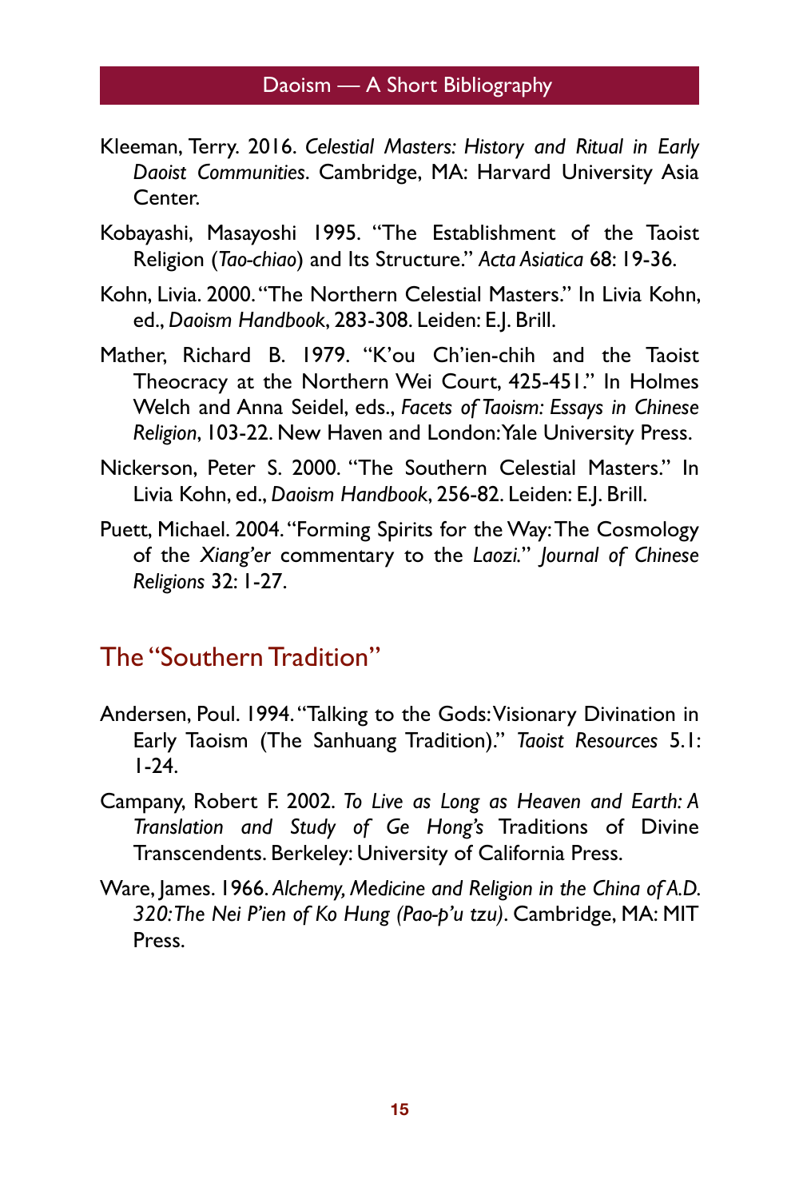Kleeman, Terry. 2016. *Celestial Masters: History and Ritual in Early Daoist Communities*. Cambridge, MA: Harvard University Asia Center.

Kobayashi, Masayoshi 1995. "The Establishment of the Taoist Religion (*Tao-chiao*) and Its Structure." *Acta Asiatica* 68: 19-36.

Kohn, Livia. 2000. "The Northern Celestial Masters." In Livia Kohn, ed., *Daoism Handbook*, 283-308. Leiden: E.J. Brill.

Mather, Richard B. 1979. "K'ou Ch'ien-chih and the Taoist Theocracy at the Northern Wei Court, 425-451." In Holmes Welch and Anna Seidel, eds., *Facets of Taoism: Essays in Chinese Religion*, 103-22. New Haven and London: Yale University Press.

Nickerson, Peter S. 2000. "The Southern Celestial Masters." In Livia Kohn, ed., *Daoism Handbook*, 256-82. Leiden: E.J. Brill.

Puett, Michael. 2004. "Forming Spirits for the Way: The Cosmology of the *Xiang'er* commentary to the *Laozi*." *Journal of Chinese Religions* 32: 1-27.

## The "Southern Tradition"

Andersen, Poul. 1994. "Talking to the Gods: Visionary Divination in Early Taoism (The Sanhuang Tradition)." *Taoist Resources* 5.1: 1-24.

Campany, Robert F. 2002. *To Live as Long as Heaven and Earth: A Translation and Study of Ge Hong's* Traditions of Divine Transcendents. Berkeley: University of California Press.

Ware, James. 1966. *Alchemy, Medicine and Religion in the China of A.D. 320: The Nei P'ien of Ko Hung (Pao-p'u tzu)*. Cambridge, MA: MIT Press.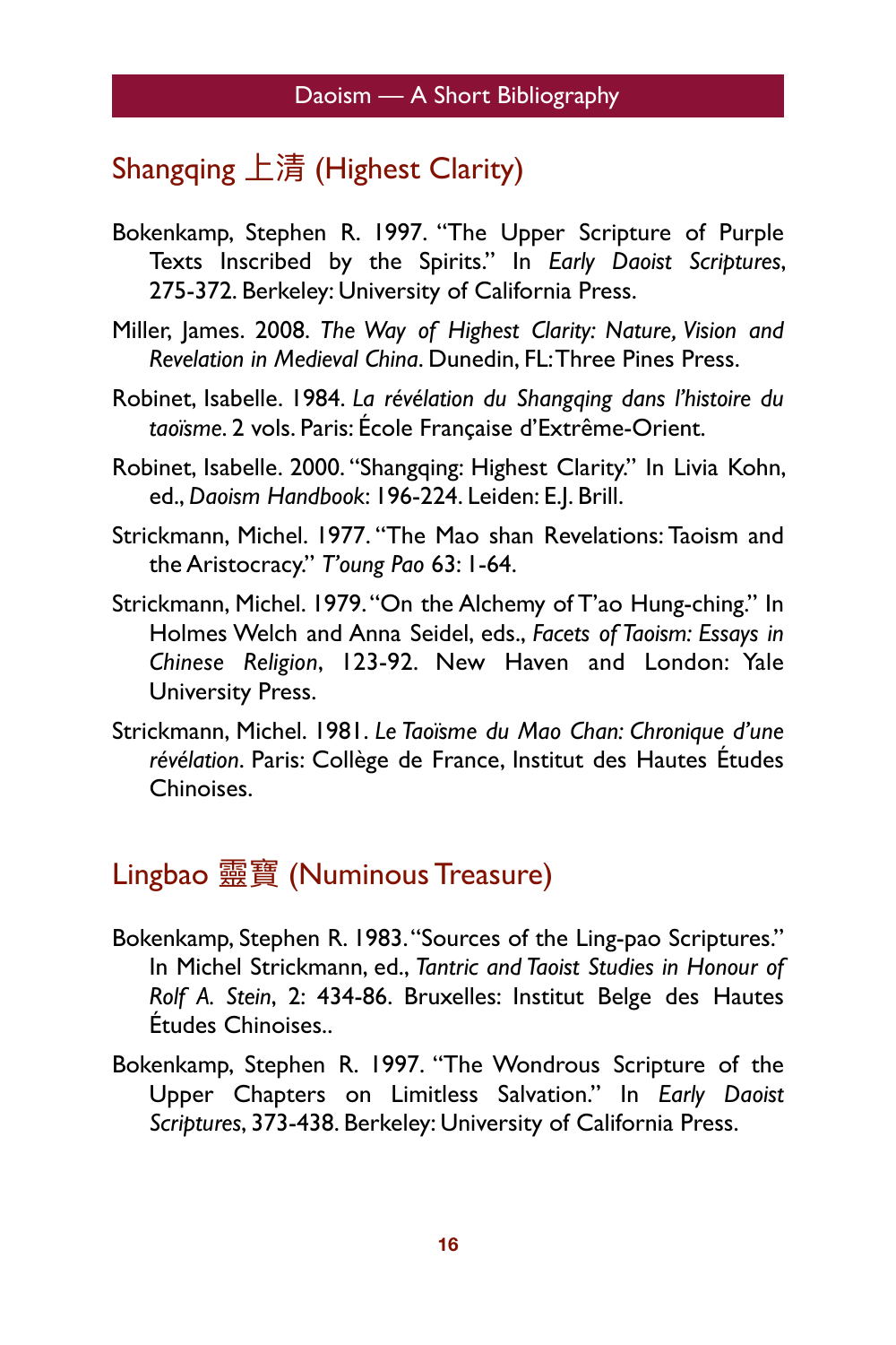## Shangqing 上清 (Highest Clarity)

Bokenkamp, Stephen R. 1997. "The Upper Scripture of Purple Texts Inscribed by the Spirits." In *Early Daoist Scriptures*, 275-372. Berkeley: University of California Press.

Miller, James. 2008. *The Way of Highest Clarity: Nature, Vision and Revelation in Medieval China*. Dunedin, FL: Three Pines Press.

Robinet, Isabelle. 1984. *La révélation du Shangqing dans l'histoire du taoïsme*. 2 vols. Paris: École Française d'Extrême-Orient.

Robinet, Isabelle. 2000. "Shangqing: Highest Clarity." In Livia Kohn, ed., *Daoism Handbook*: 196-224. Leiden: E.J. Brill.

Strickmann, Michel. 1977. "The Mao shan Revelations: Taoism and the Aristocracy." *T'oung Pao* 63: 1-64.

Strickmann, Michel. 1979. "On the Alchemy of T'ao Hung-ching." In Holmes Welch and Anna Seidel, eds., *Facets of Taoism: Essays in Chinese Religion*, 123-92. New Haven and London: Yale University Press.

Strickmann, Michel. 1981. *Le Taoïsme du Mao Chan: Chronique d'une révélation*. Paris: Collège de France, Institut des Hautes Études Chinoises.

## Lingbao 靈寶 (Numinous Treasure)

Bokenkamp, Stephen R. 1983. "Sources of the Ling-pao Scriptures." In Michel Strickmann, ed., *Tantric and Taoist Studies in Honour of Rolf A. Stein*, 2: 434-86. Bruxelles: Institut Belge des Hautes Études Chinoises..

Bokenkamp, Stephen R. 1997. "The Wondrous Scripture of the Upper Chapters on Limitless Salvation." In *Early Daoist Scriptures*, 373-438. Berkeley: University of California Press.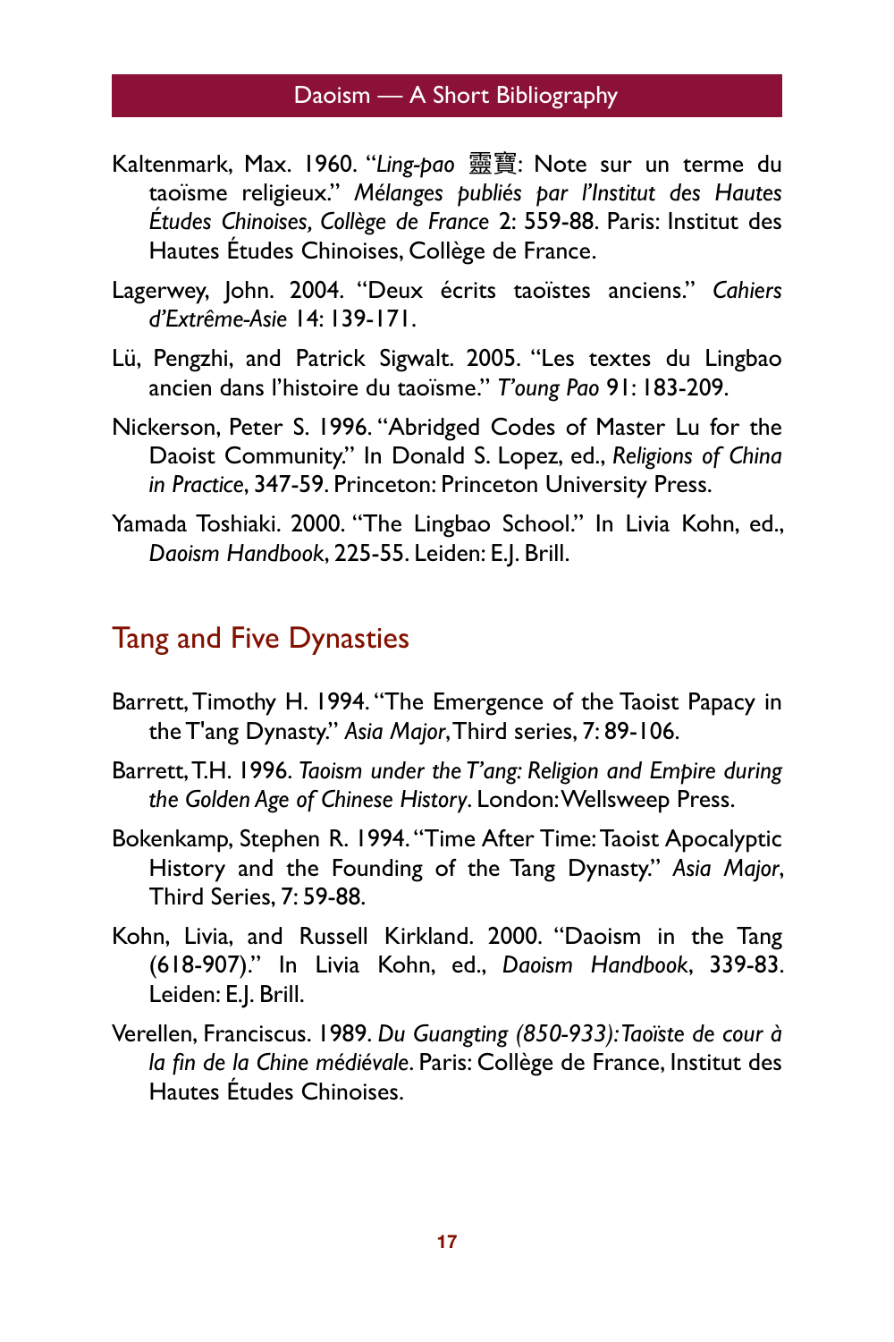Kaltenmark, Max. 1960. "*Ling-pao* 靈寶: Note sur un terme du taoïsme religieux." *Mélanges publiés par l'Institut des Hautes Études Chinoises, Collège de France* 2: 559-88. Paris: Institut des Hautes Études Chinoises, Collège de France.

Lagerwey, John. 2004. "Deux écrits taoïstes anciens." *Cahiers d'Extrême-Asie* 14: 139-171.

Lü, Pengzhi, and Patrick Sigwalt. 2005. "Les textes du Lingbao ancien dans l'histoire du taoïsme." *T'oung Pao* 91: 183-209.

Nickerson, Peter S. 1996. "Abridged Codes of Master Lu for the Daoist Community." In Donald S. Lopez, ed., *Religions of China in Practice*, 347-59. Princeton: Princeton University Press.

Yamada Toshiaki. 2000. "The Lingbao School." In Livia Kohn, ed., *Daoism Handbook*, 225-55. Leiden: E.J. Brill.

## Tang and Five Dynasties

Barrett, Timothy H. 1994. "The Emergence of the Taoist Papacy in the T'ang Dynasty." *Asia Major*, Third series, 7: 89-106.

Barrett, T.H. 1996. *Taoism under the T'ang: Religion and Empire during the Golden Age of Chinese History*. London: Wellsweep Press.

Bokenkamp, Stephen R. 1994. "Time After Time: Taoist Apocalyptic History and the Founding of the Tang Dynasty." *Asia Major*, Third Series, 7: 59-88.

Kohn, Livia, and Russell Kirkland. 2000. "Daoism in the Tang (618-907)." In Livia Kohn, ed., *Daoism Handbook*, 339-83. Leiden: E.J. Brill.

Verellen, Franciscus. 1989. *Du Guangting (850-933): Taoïste de cour à la fin de la Chine médiévale*. Paris: Collège de France, Institut des Hautes Études Chinoises.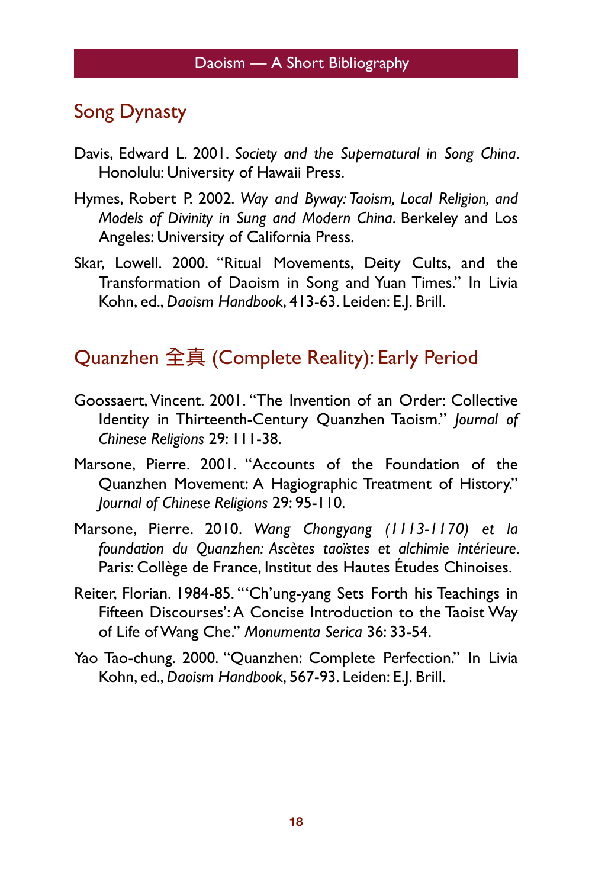## Song Dynasty

Davis, Edward L. 2001. *Society and the Supernatural in Song China*. Honolulu: University of Hawaii Press.

Hymes, Robert P. 2002. *Way and Byway: Taoism, Local Religion, and Models of Divinity in Sung and Modern China*. Berkeley and Los Angeles: University of California Press.

Skar, Lowell. 2000. "Ritual Movements, Deity Cults, and the Transformation of Daoism in Song and Yuan Times." In Livia Kohn, ed., *Daoism Handbook*, 413-63. Leiden: E.J. Brill.

## Quanzhen 全真 (Complete Reality): Early Period

Goossaert, Vincent. 2001. "The Invention of an Order: Collective Identity in Thirteenth-Century Quanzhen Taoism." *Journal of Chinese Religions* 29: 111-38.

Marsone, Pierre. 2001. "Accounts of the Foundation of the Quanzhen Movement: A Hagiographic Treatment of History." *Journal of Chinese Religions* 29: 95-110.

Marsone, Pierre. 2010. *Wang Chongyang (1113-1170) et la foundation du Quanzhen: Ascètes taoïstes et alchimie intérieure*. Paris: Collège de France, Institut des Hautes Études Chinoises.

Reiter, Florian. 1984-85. "'Ch'ung-yang Sets Forth his Teachings in Fifteen Discourses': A Concise Introduction to the Taoist Way of Life of Wang Che." *Monumenta Serica* 36: 33-54.

Yao Tao-chung. 2000. "Quanzhen: Complete Perfection." In Livia Kohn, ed., *Daoism Handbook*, 567-93. Leiden: E.J. Brill.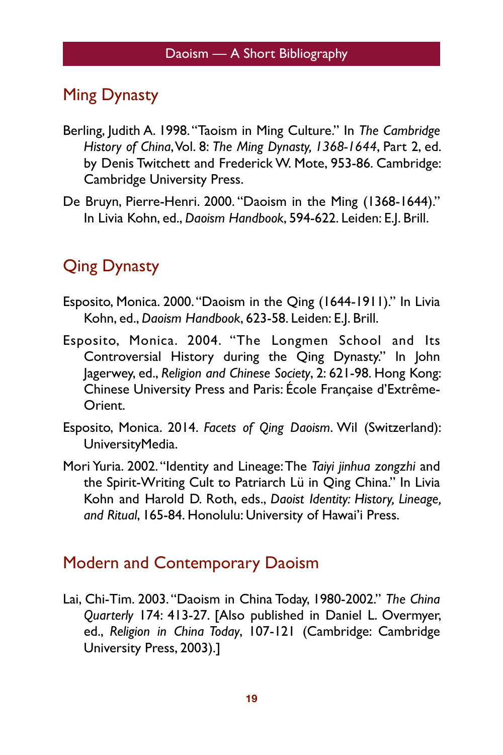## Ming Dynasty

Berling, Judith A. 1998. "Taoism in Ming Culture." In *The Cambridge History of China*, Vol. 8: *The Ming Dynasty, 1368-1644*, Part 2, ed. by Denis Twitchett and Frederick W. Mote, 953-86. Cambridge: Cambridge University Press.

De Bruyn, Pierre-Henri. 2000. "Daoism in the Ming (1368-1644)." In Livia Kohn, ed., *Daoism Handbook*, 594-622. Leiden: E.J. Brill.

## Qing Dynasty

Esposito, Monica. 2000. "Daoism in the Qing (1644-1911)." In Livia Kohn, ed., *Daoism Handbook*, 623-58. Leiden: E.J. Brill.

Esposito, Monica. 2004. "The Longmen School and Its Controversial History during the Qing Dynasty." In John Jagerwey, ed., *Religion and Chinese Society*, 2: 621-98. Hong Kong: Chinese University Press and Paris: École Française d'Extrême-Orient.

Esposito, Monica. 2014. *Facets of Qing Daoism*. Wil (Switzerland): UniversityMedia.

Mori Yuria. 2002. "Identity and Lineage: The *Taiyi jinhua zongzhi* and the Spirit-Writing Cult to Patriarch Lü in Qing China." In Livia Kohn and Harold D. Roth, eds., *Daoist Identity: History, Lineage, and Ritual*, 165-84. Honolulu: University of Hawai'i Press.

## Modern and Contemporary Daoism

Lai, Chi-Tim. 2003. "Daoism in China Today, 1980-2002." *The China Quarterly* 174: 413-27. [Also published in Daniel L. Overmyer, ed., *Religion in China Today*, 107-121 (Cambridge: Cambridge University Press, 2003).]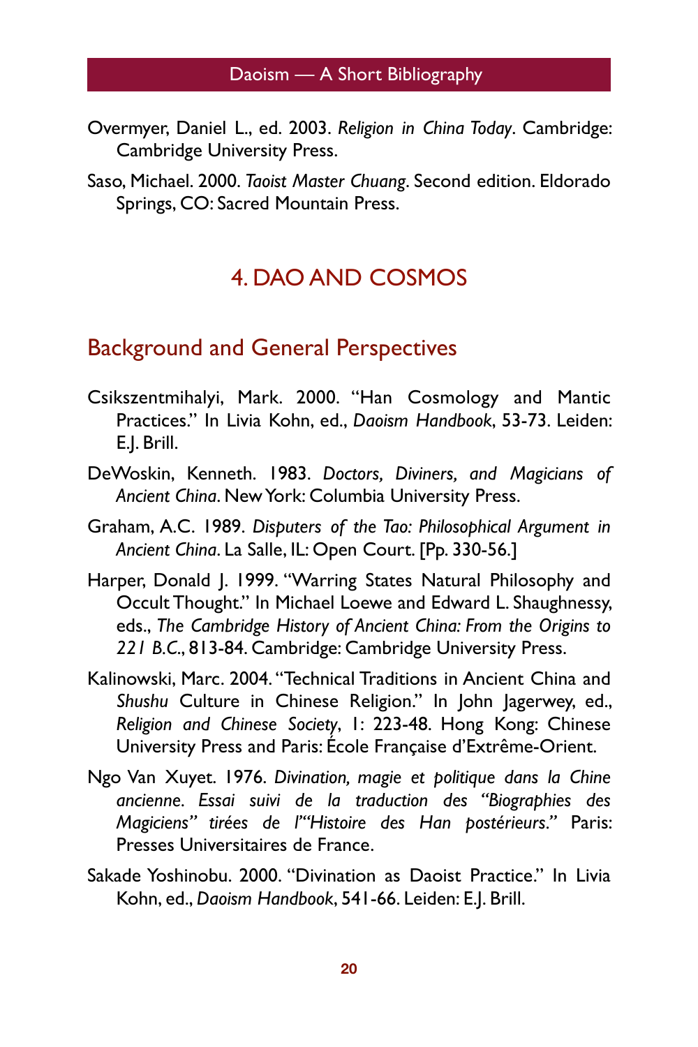Overmyer, Daniel L., ed. 2003. *Religion in China Today*. Cambridge: Cambridge University Press.

Saso, Michael. 2000. *Taoist Master Chuang*. Second edition. Eldorado Springs, CO: Sacred Mountain Press.

# 4. DAO AND COSMOS

## Background and General Perspectives

Csikszentmihalyi, Mark. 2000. "Han Cosmology and Mantic Practices." In Livia Kohn, ed., *Daoism Handbook*, 53-73. Leiden: E.J. Brill.

DeWoskin, Kenneth. 1983. *Doctors, Diviners, and Magicians of Ancient China*. New York: Columbia University Press.

Graham, A.C. 1989. *Disputers of the Tao: Philosophical Argument in Ancient China*. La Salle, IL: Open Court. [Pp. 330-56.]

Harper, Donald J. 1999. "Warring States Natural Philosophy and Occult Thought." In Michael Loewe and Edward L. Shaughnessy, eds., *The Cambridge History of Ancient China: From the Origins to 221 B.C.*, 813-84. Cambridge: Cambridge University Press.

Kalinowski, Marc. 2004. "Technical Traditions in Ancient China and *Shushu* Culture in Chinese Religion." In John Jagerwey, ed., *Religion and Chinese Society*, 1: 223-48. Hong Kong: Chinese University Press and Paris: École Française d'Extrême-Orient.

Ngo Van Xuyet. 1976. *Divination, magie et politique dans la Chine ancienne. Essai suivi de la traduction des "Biographies des Magiciens" tirées de l'"Histoire des Han postérieurs."* Paris: Presses Universitaires de France.

Sakade Yoshinobu. 2000. "Divination as Daoist Practice." In Livia Kohn, ed., *Daoism Handbook*, 541-66. Leiden: E.J. Brill.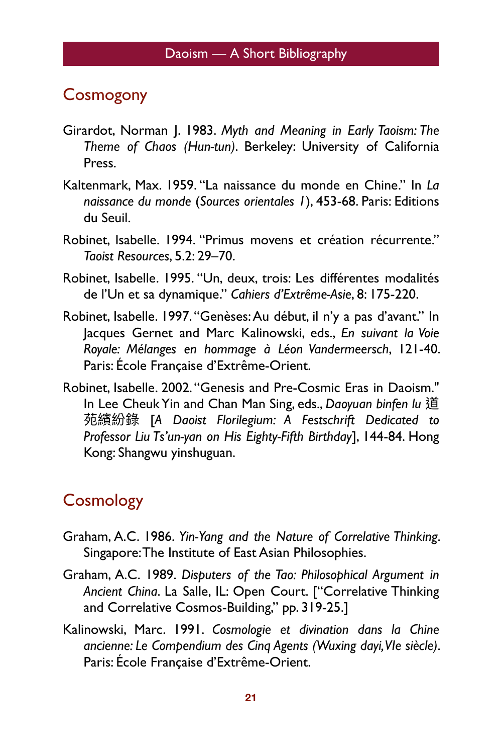## Cosmogony

Girardot, Norman J. 1983. *Myth and Meaning in Early Taoism: The Theme of Chaos (Hun-tun)*. Berkeley: University of California Press.

Kaltenmark, Max. 1959. "La naissance du monde en Chine." In *La naissance du monde* (*Sources orientales 1*), 453-68. Paris: Editions du Seuil.

Robinet, Isabelle. 1994. "Primus movens et création récurrente." *Taoist Resources*, 5.2: 29–70.

Robinet, Isabelle. 1995. "Un, deux, trois: Les différentes modalités de l'Un et sa dynamique." *Cahiers d'Extrême-Asie*, 8: 175-220.

Robinet, Isabelle. 1997. "Genèses: Au début, il n'y a pas d'avant." In Jacques Gernet and Marc Kalinowski, eds., *En suivant la Voie Royale: Mélanges en hommage à Léon Vandermeersch*, 121-40. Paris: École Française d'Extrême-Orient.

Robinet, Isabelle. 2002. "Genesis and Pre-Cosmic Eras in Daoism." In Lee Cheuk Yin and Chan Man Sing, eds., *Daoyuan binfen lu* 道苑繽紛錄 [*A Daoist Florilegium: A Festschrift Dedicated to Professor Liu Ts'un-yan on His Eighty-Fifth Birthday*], 144-84. Hong Kong: Shangwu yinshuguan.

## Cosmology

Graham, A.C. 1986. *Yin-Yang and the Nature of Correlative Thinking*. Singapore: The Institute of East Asian Philosophies.

Graham, A.C. 1989. *Disputers of the Tao: Philosophical Argument in Ancient China*. La Salle, IL: Open Court. ["Correlative Thinking and Correlative Cosmos-Building," pp. 319-25.]

Kalinowski, Marc. 1991. *Cosmologie et divination dans la Chine ancienne: Le Compendium des Cinq Agents (Wuxing dayi, VIe siècle)*. Paris: École Française d'Extrême-Orient.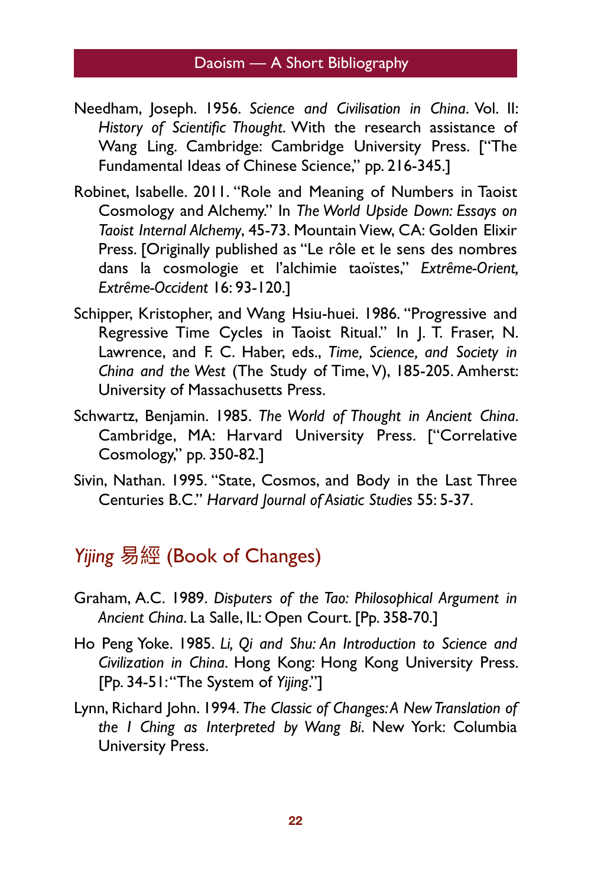Needham, Joseph. 1956. *Science and Civilisation in China*. Vol. II: *History of Scientific Thought*. With the research assistance of Wang Ling. Cambridge: Cambridge University Press. ["The Fundamental Ideas of Chinese Science," pp. 216-345.]

Robinet, Isabelle. 2011. "Role and Meaning of Numbers in Taoist Cosmology and Alchemy." In *The World Upside Down: Essays on Taoist Internal Alchemy*, 45-73. Mountain View, CA: Golden Elixir Press. [Originally published as "Le rôle et le sens des nombres dans la cosmologie et l'alchimie taoïstes," *Extrême-Orient, Extrême-Occident* 16: 93-120.]

Schipper, Kristopher, and Wang Hsiu-huei. 1986. "Progressive and Regressive Time Cycles in Taoist Ritual." In J. T. Fraser, N. Lawrence, and F. C. Haber, eds., *Time, Science, and Society in China and the West* (The Study of Time, V), 185-205. Amherst: University of Massachusetts Press.

Schwartz, Benjamin. 1985. *The World of Thought in Ancient China*. Cambridge, MA: Harvard University Press. ["Correlative Cosmology," pp. 350-82.]

Sivin, Nathan. 1995. "State, Cosmos, and Body in the Last Three Centuries B.C." *Harvard Journal of Asiatic Studies* 55: 5-37.

## *Yijing* 易經 (Book of Changes)

Graham, A.C. 1989. *Disputers of the Tao: Philosophical Argument in Ancient China*. La Salle, IL: Open Court. [Pp. 358-70.]

Ho Peng Yoke. 1985. *Li, Qi and Shu: An Introduction to Science and Civilization in China*. Hong Kong: Hong Kong University Press. [Pp. 34-51: "The System of *Yijing*."]

Lynn, Richard John. 1994. *The Classic of Changes: A New Translation of the I Ching as Interpreted by Wang Bi*. New York: Columbia University Press.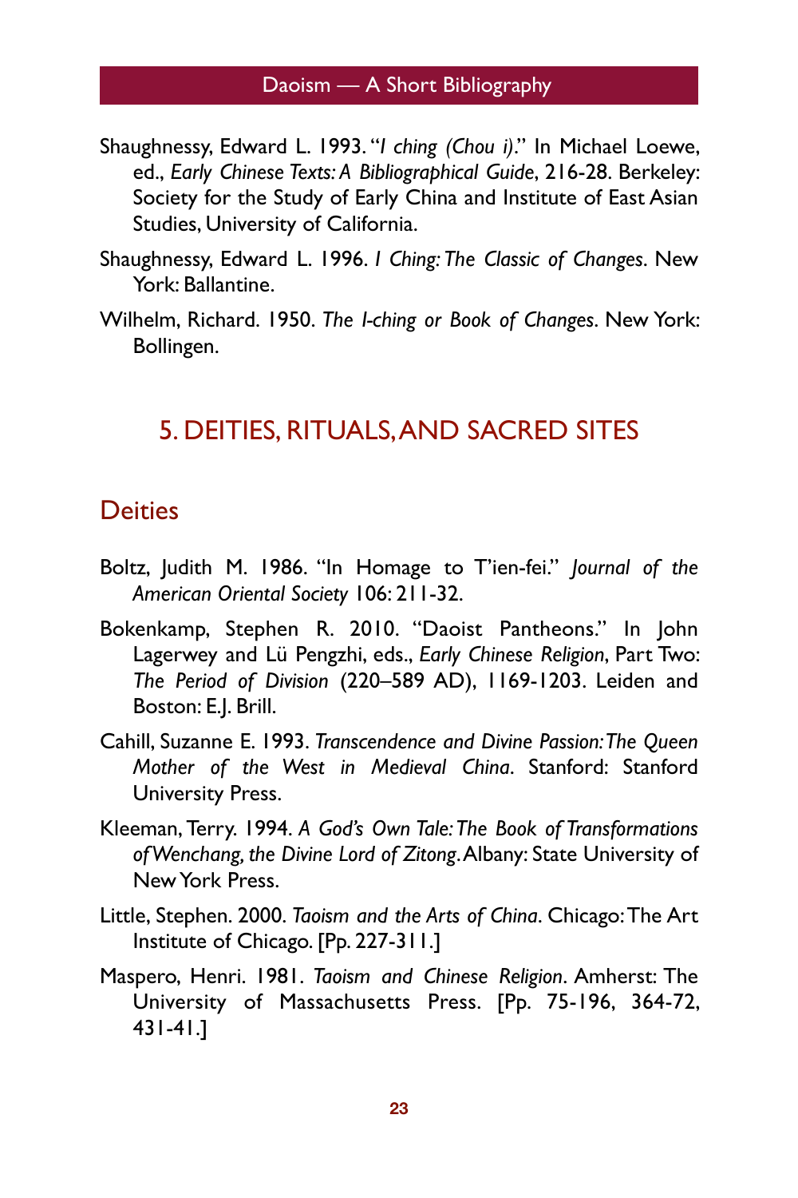Shaughnessy, Edward L. 1993. "*I ching (Chou i)*." In Michael Loewe, ed., *Early Chinese Texts: A Bibliographical Guide*, 216-28. Berkeley: Society for the Study of Early China and Institute of East Asian Studies, University of California.

Shaughnessy, Edward L. 1996. *I Ching: The Classic of Changes*. New York: Ballantine.

Wilhelm, Richard. 1950. *The I-ching or Book of Changes*. New York: Bollingen.

## 5. DEITIES, RITUALS, AND SACRED SITES

### Deities

Boltz, Judith M. 1986. "In Homage to T'ien-fei." *Journal of the American Oriental Society* 106: 211-32.

Bokenkamp, Stephen R. 2010. "Daoist Pantheons." In John Lagerwey and Lü Pengzhi, eds., *Early Chinese Religion*, Part Two: *The Period of Division* (220–589 AD), 1169-1203. Leiden and Boston: E.J. Brill.

Cahill, Suzanne E. 1993. *Transcendence and Divine Passion: The Queen Mother of the West in Medieval China*. Stanford: Stanford University Press.

Kleeman, Terry. 1994. *A God's Own Tale: The Book of Transformations of Wenchang, the Divine Lord of Zitong*. Albany: State University of New York Press.

Little, Stephen. 2000. *Taoism and the Arts of China*. Chicago: The Art Institute of Chicago. [Pp. 227-311.]

Maspero, Henri. 1981. *Taoism and Chinese Religion*. Amherst: The University of Massachusetts Press. [Pp. 75-196, 364-72, 431-41.]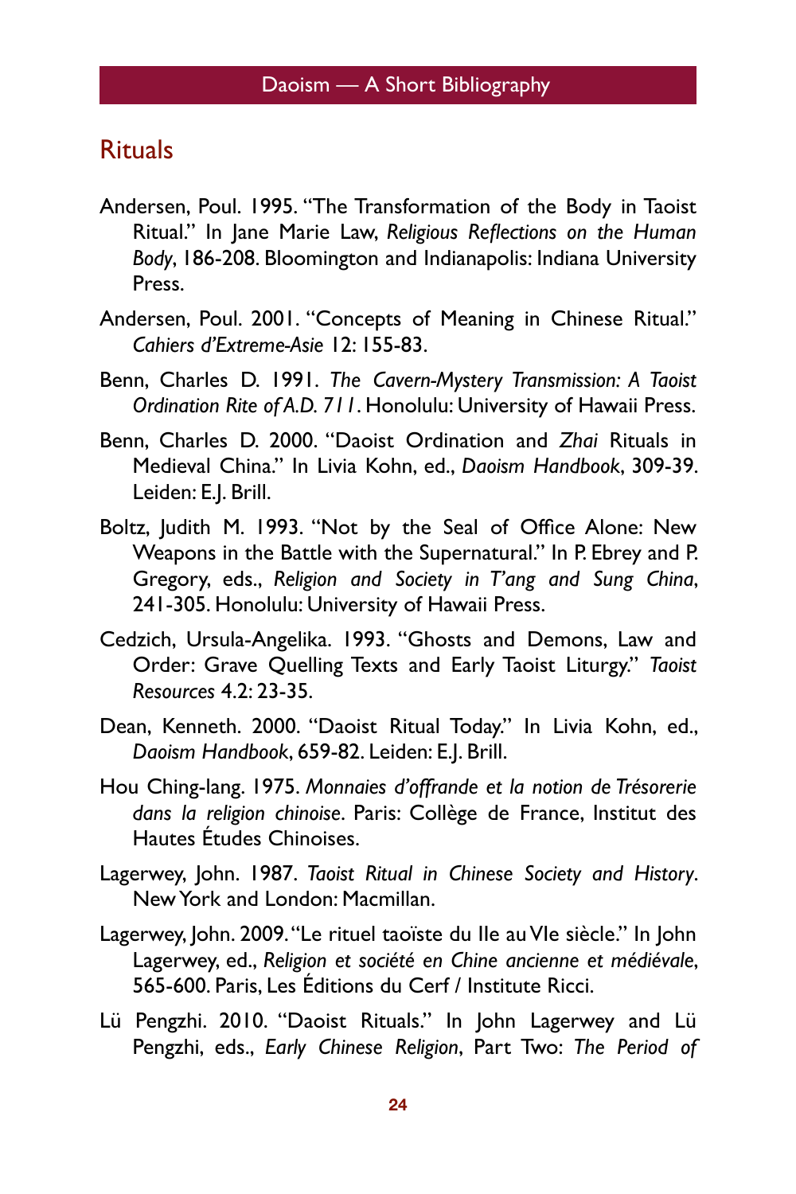## Rituals

Andersen, Poul. 1995. "The Transformation of the Body in Taoist Ritual." In Jane Marie Law, *Religious Reflections on the Human Body*, 186-208. Bloomington and Indianapolis: Indiana University Press.

Andersen, Poul. 2001. "Concepts of Meaning in Chinese Ritual." *Cahiers d'Extreme-Asie* 12: 155-83.

Benn, Charles D. 1991. *The Cavern-Mystery Transmission: A Taoist Ordination Rite of A.D. 711*. Honolulu: University of Hawaii Press.

Benn, Charles D. 2000. "Daoist Ordination and *Zhai* Rituals in Medieval China." In Livia Kohn, ed., *Daoism Handbook*, 309-39. Leiden: E.J. Brill.

Boltz, Judith M. 1993. "Not by the Seal of Office Alone: New Weapons in the Battle with the Supernatural." In P. Ebrey and P. Gregory, eds., *Religion and Society in T'ang and Sung China*, 241-305. Honolulu: University of Hawaii Press.

Cedzich, Ursula-Angelika. 1993. "Ghosts and Demons, Law and Order: Grave Quelling Texts and Early Taoist Liturgy." *Taoist Resources* 4.2: 23-35.

Dean, Kenneth. 2000. "Daoist Ritual Today." In Livia Kohn, ed., *Daoism Handbook*, 659-82. Leiden: E.J. Brill.

Hou Ching-lang. 1975. *Monnaies d'offrande et la notion de Trésorerie dans la religion chinoise*. Paris: Collège de France, Institut des Hautes Études Chinoises.

Lagerwey, John. 1987. *Taoist Ritual in Chinese Society and History*. New York and London: Macmillan.

Lagerwey, John. 2009. "Le rituel taoïste du IIe au VIe siècle." In John Lagerwey, ed., *Religion et société en Chine ancienne et médiévale*, 565-600. Paris, Les Éditions du Cerf / Institute Ricci.

Lü Pengzhi. 2010. "Daoist Rituals." In John Lagerwey and Lü Pengzhi, eds., *Early Chinese Religion*, Part Two: *The Period of*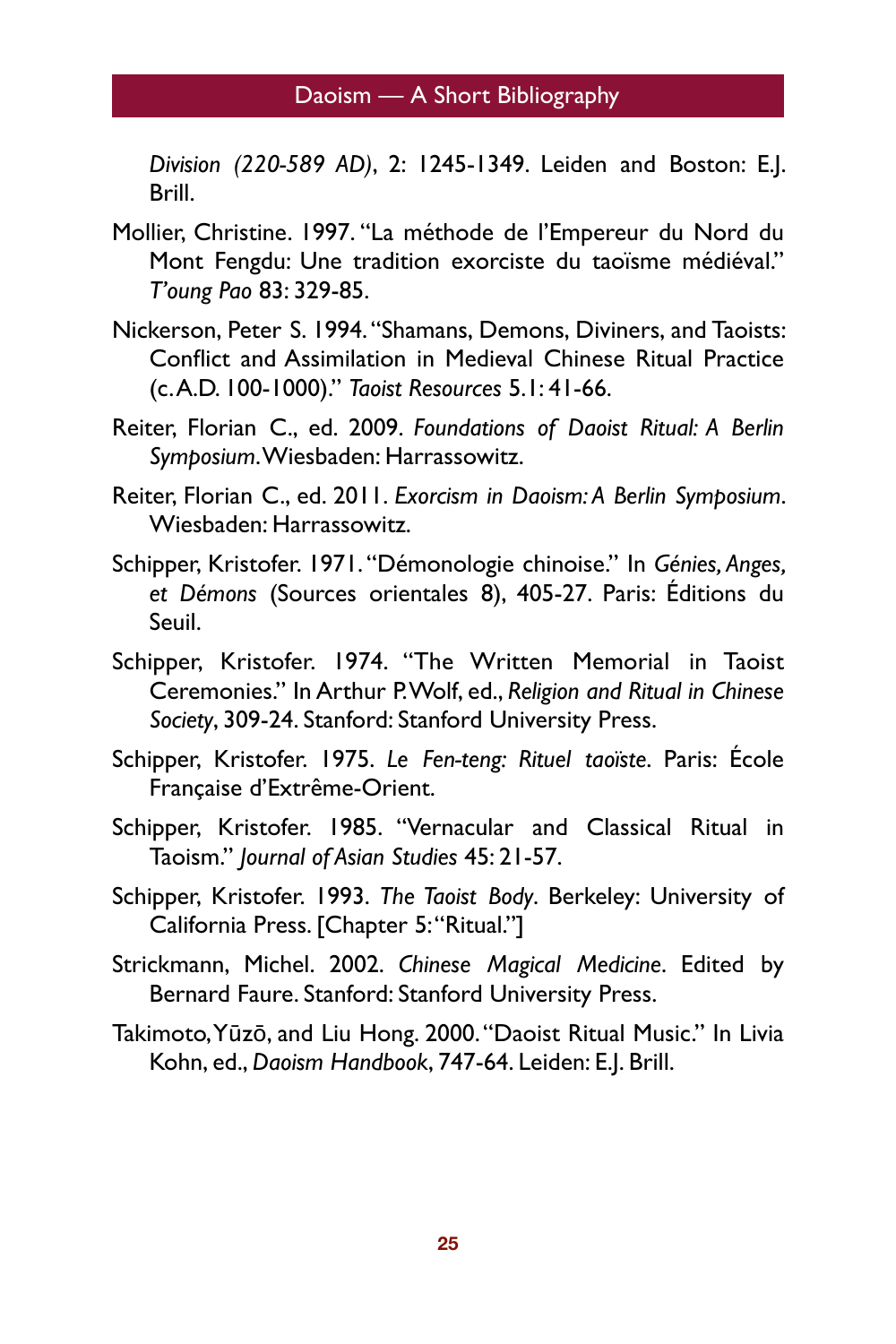*Division (220-589 AD)*, 2: 1245-1349. Leiden and Boston: E.J. Brill.

Mollier, Christine. 1997. "La méthode de l'Empereur du Nord du Mont Fengdu: Une tradition exorciste du taoïsme médiéval." *T'oung Pao* 83: 329-85.

Nickerson, Peter S. 1994. "Shamans, Demons, Diviners, and Taoists: Conflict and Assimilation in Medieval Chinese Ritual Practice (c. A.D. 100-1000)." *Taoist Resources* 5.1: 41-66.

Reiter, Florian C., ed. 2009. *Foundations of Daoist Ritual: A Berlin Symposium*. Wiesbaden: Harrassowitz.

Reiter, Florian C., ed. 2011. *Exorcism in Daoism: A Berlin Symposium*. Wiesbaden: Harrassowitz.

Schipper, Kristofer. 1971. "Démonologie chinoise." In *Génies, Anges, et Démons* (Sources orientales 8), 405-27. Paris: Éditions du Seuil.

Schipper, Kristofer. 1974. "The Written Memorial in Taoist Ceremonies." In Arthur P. Wolf, ed., *Religion and Ritual in Chinese Society*, 309-24. Stanford: Stanford University Press.

Schipper, Kristofer. 1975. *Le Fen-teng: Rituel taoïste*. Paris: École Française d'Extrême-Orient.

Schipper, Kristofer. 1985. "Vernacular and Classical Ritual in Taoism." *Journal of Asian Studies* 45: 21-57.

Schipper, Kristofer. 1993. *The Taoist Body*. Berkeley: University of California Press. [Chapter 5: "Ritual."]

Strickmann, Michel. 2002. *Chinese Magical Medicine*. Edited by Bernard Faure. Stanford: Stanford University Press.

Takimoto, Yūzō, and Liu Hong. 2000. "Daoist Ritual Music." In Livia Kohn, ed., *Daoism Handbook*, 747-64. Leiden: E.J. Brill.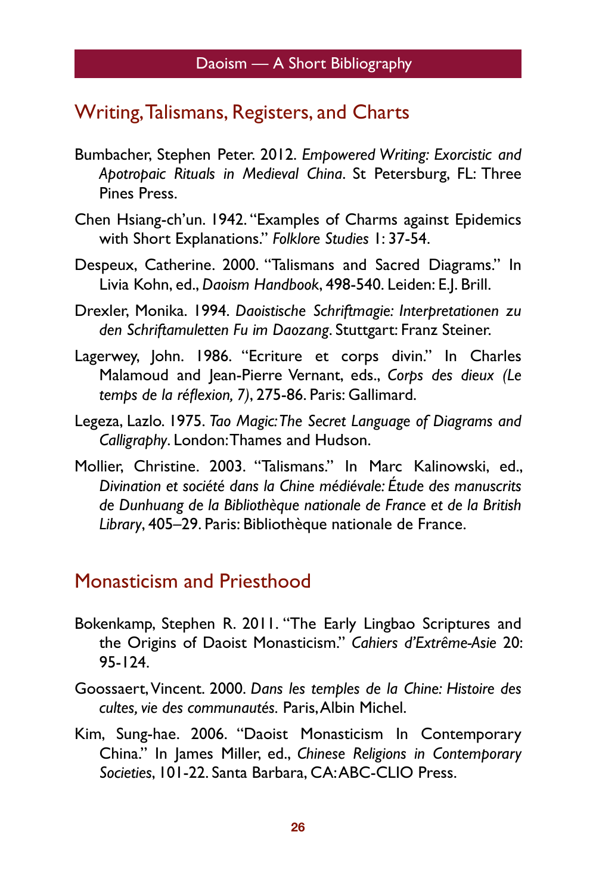## Writing, Talismans, Registers, and Charts

Bumbacher, Stephen Peter. 2012. *Empowered Writing: Exorcistic and Apotropaic Rituals in Medieval China*. St Petersburg, FL: Three Pines Press.

Chen Hsiang-ch'un. 1942. "Examples of Charms against Epidemics with Short Explanations." *Folklore Studies* 1: 37-54.

Despeux, Catherine. 2000. "Talismans and Sacred Diagrams." In Livia Kohn, ed., *Daoism Handbook*, 498-540. Leiden: E.J. Brill.

Drexler, Monika. 1994. *Daoistische Schriftmagie: Interpretationen zu den Schriftamuletten Fu im Daozang*. Stuttgart: Franz Steiner.

Lagerwey, John. 1986. "Ecriture et corps divin." In Charles Malamoud and Jean-Pierre Vernant, eds., *Corps des dieux (Le temps de la réflexion, 7)*, 275-86. Paris: Gallimard.

Legeza, Lazlo. 1975. *Tao Magic: The Secret Language of Diagrams and Calligraphy*. London: Thames and Hudson.

Mollier, Christine. 2003. "Talismans." In Marc Kalinowski, ed., *Divination et société dans la Chine médiévale: Étude des manuscrits de Dunhuang de la Bibliothèque nationale de France et de la British Library*, 405–29. Paris: Bibliothèque nationale de France.

## Monasticism and Priesthood

Bokenkamp, Stephen R. 2011. "The Early Lingbao Scriptures and the Origins of Daoist Monasticism." *Cahiers d'Extrême-Asie* 20: 95-124.

Goossaert, Vincent. 2000. *Dans les temples de la Chine: Histoire des cultes, vie des communautés.* Paris, Albin Michel.

Kim, Sung-hae. 2006. "Daoist Monasticism In Contemporary China." In James Miller, ed., *Chinese Religions in Contemporary Societies*, 101-22. Santa Barbara, CA: ABC-CLIO Press.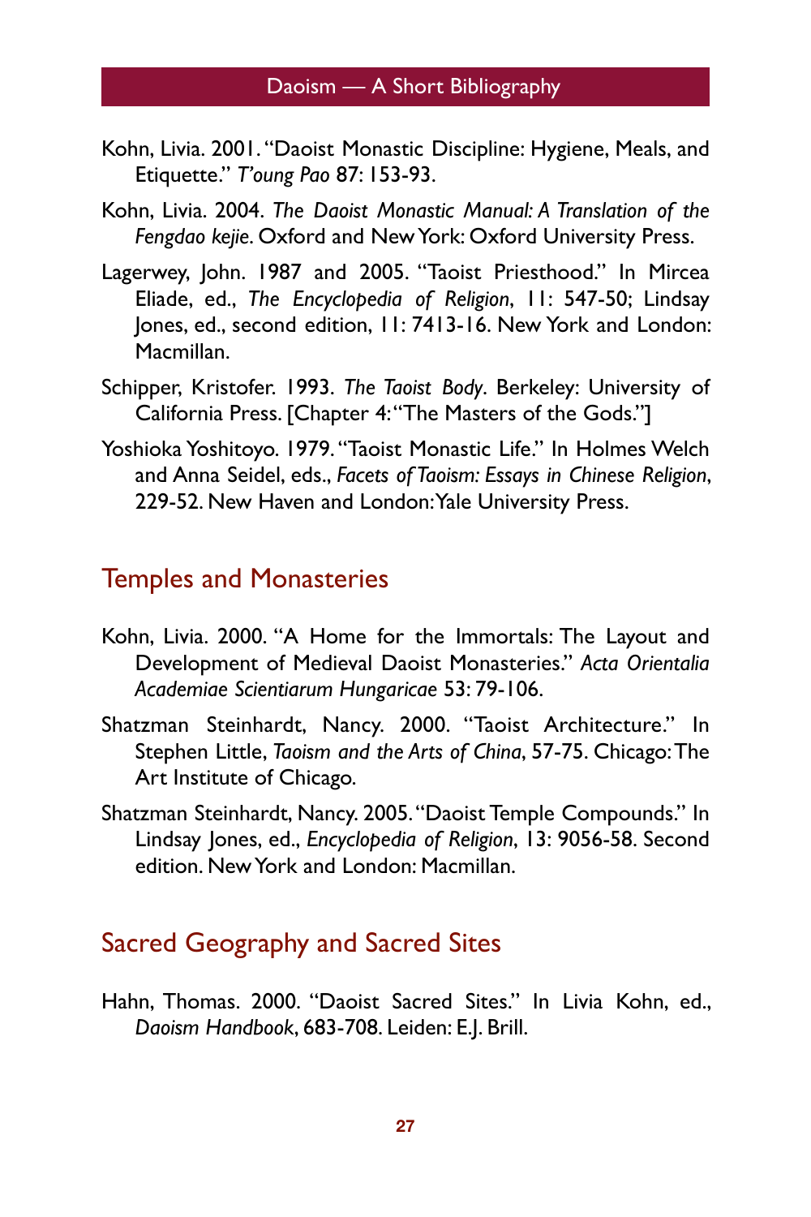Kohn, Livia. 2001. "Daoist Monastic Discipline: Hygiene, Meals, and Etiquette." *T'oung Pao* 87: 153-93.

Kohn, Livia. 2004. *The Daoist Monastic Manual: A Translation of the Fengdao kejie*. Oxford and New York: Oxford University Press.

Lagerwey, John. 1987 and 2005. "Taoist Priesthood." In Mircea Eliade, ed., *The Encyclopedia of Religion*, 11: 547-50; Lindsay Jones, ed., second edition, 11: 7413-16. New York and London: Macmillan.

Schipper, Kristofer. 1993. *The Taoist Body*. Berkeley: University of California Press. [Chapter 4: "The Masters of the Gods."]

Yoshioka Yoshitoyo. 1979. "Taoist Monastic Life." In Holmes Welch and Anna Seidel, eds., *Facets of Taoism: Essays in Chinese Religion*, 229-52. New Haven and London: Yale University Press.

## Temples and Monasteries

Kohn, Livia. 2000. "A Home for the Immortals: The Layout and Development of Medieval Daoist Monasteries." *Acta Orientalia Academiae Scientiarum Hungaricae* 53: 79-106.

Shatzman Steinhardt, Nancy. 2000. "Taoist Architecture." In Stephen Little, *Taoism and the Arts of China*, 57-75. Chicago: The Art Institute of Chicago.

Shatzman Steinhardt, Nancy. 2005. "Daoist Temple Compounds." In Lindsay Jones, ed., *Encyclopedia of Religion*, 13: 9056-58. Second edition. New York and London: Macmillan.

## Sacred Geography and Sacred Sites

Hahn, Thomas. 2000. "Daoist Sacred Sites." In Livia Kohn, ed., *Daoism Handbook*, 683-708. Leiden: E.J. Brill.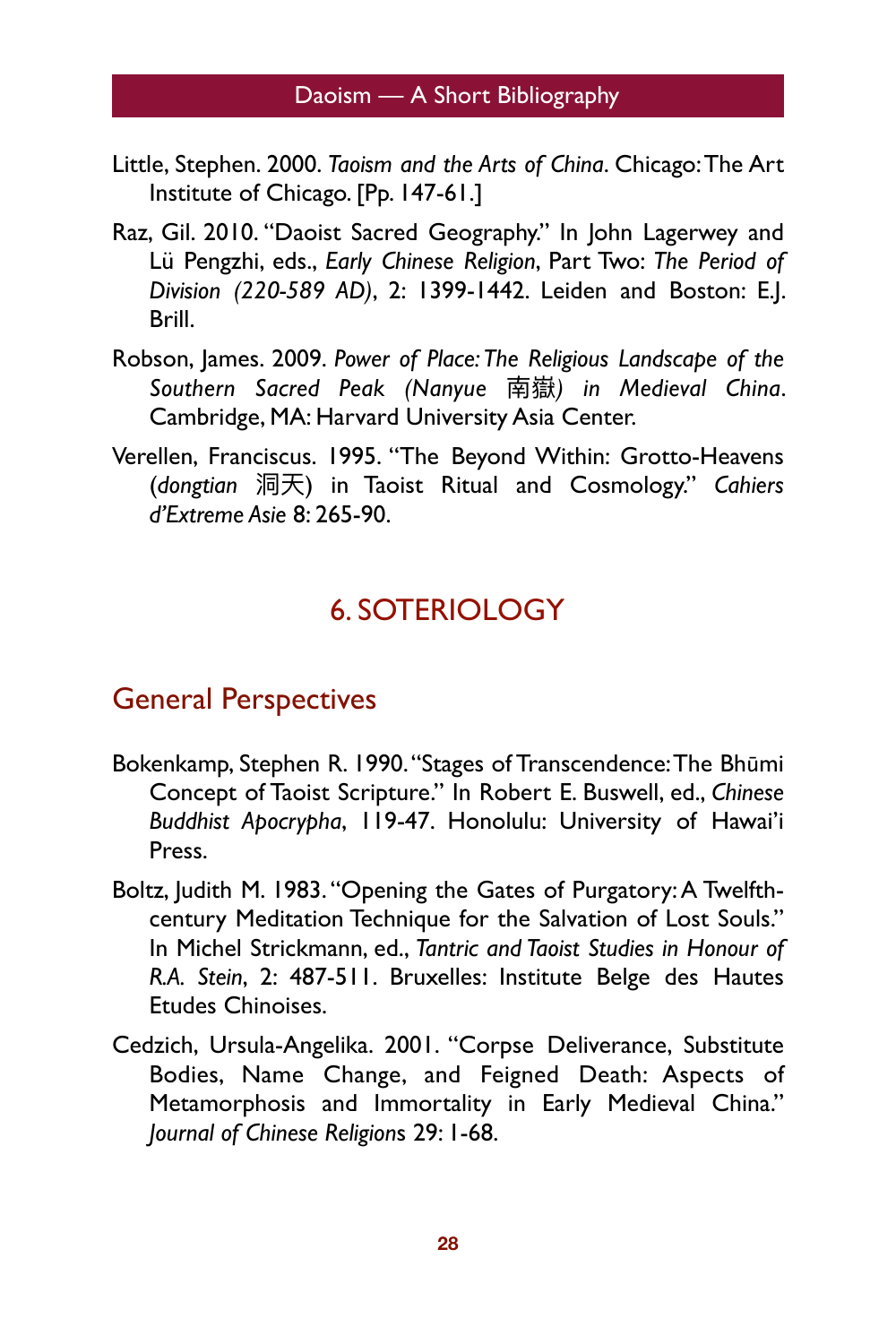Little, Stephen. 2000. *Taoism and the Arts of China*. Chicago: The Art Institute of Chicago. [Pp. 147-61.]

Raz, Gil. 2010. "Daoist Sacred Geography." In John Lagerwey and Lü Pengzhi, eds., *Early Chinese Religion*, Part Two: *The Period of Division (220-589 AD)*, 2: 1399-1442. Leiden and Boston: E.J. Brill.

Robson, James. 2009. *Power of Place: The Religious Landscape of the Southern Sacred Peak (Nanyue 南嶽) in Medieval China*. Cambridge, MA: Harvard University Asia Center.

Verellen, Franciscus. 1995. "The Beyond Within: Grotto-Heavens (*dongtian* 洞天) in Taoist Ritual and Cosmology." *Cahiers d'Extreme Asie* 8: 265-90.

## 6. SOTERIOLOGY

### General Perspectives

Bokenkamp, Stephen R. 1990. "Stages of Transcendence: The Bhūmi Concept of Taoist Scripture." In Robert E. Buswell, ed., *Chinese Buddhist Apocrypha*, 119-47. Honolulu: University of Hawai'i Press.

Boltz, Judith M. 1983. "Opening the Gates of Purgatory: A Twelfth-century Meditation Technique for the Salvation of Lost Souls." In Michel Strickmann, ed., *Tantric and Taoist Studies in Honour of R.A. Stein*, 2: 487-511. Bruxelles: Institute Belge des Hautes Etudes Chinoises.

Cedzich, Ursula-Angelika. 2001. "Corpse Deliverance, Substitute Bodies, Name Change, and Feigned Death: Aspects of Metamorphosis and Immortality in Early Medieval China." *Journal of Chinese Religions* 29: 1-68.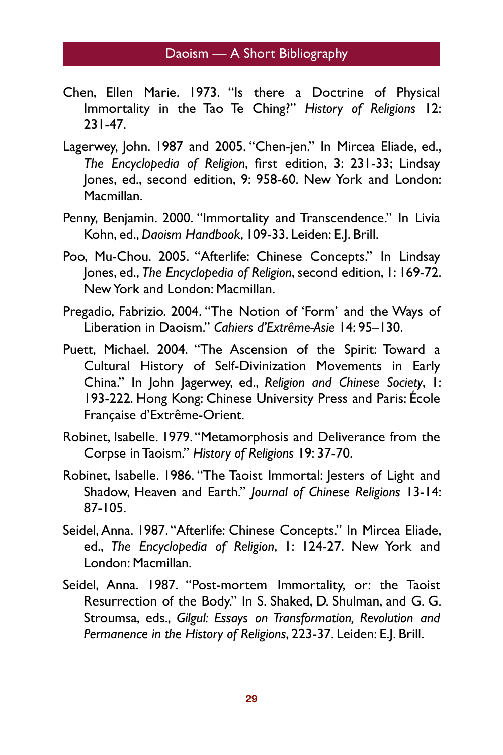Chen, Ellen Marie. 1973. "Is there a Doctrine of Physical Immortality in the Tao Te Ching?" *History of Religions* 12: 231-47.

Lagerwey, John. 1987 and 2005. "Chen-jen." In Mircea Eliade, ed., *The Encyclopedia of Religion*, first edition, 3: 231-33; Lindsay Jones, ed., second edition, 9: 958-60. New York and London: Macmillan.

Penny, Benjamin. 2000. "Immortality and Transcendence." In Livia Kohn, ed., *Daoism Handbook*, 109-33. Leiden: E.J. Brill.

Poo, Mu-Chou. 2005. "Afterlife: Chinese Concepts." In Lindsay Jones, ed., *The Encyclopedia of Religion*, second edition, 1: 169-72. New York and London: Macmillan.

Pregadio, Fabrizio. 2004. "The Notion of 'Form' and the Ways of Liberation in Daoism." *Cahiers d'Extrême-Asie* 14: 95–130.

Puett, Michael. 2004. "The Ascension of the Spirit: Toward a Cultural History of Self-Divinization Movements in Early China." In John Jagerwey, ed., *Religion and Chinese Society*, 1: 193-222. Hong Kong: Chinese University Press and Paris: École Française d'Extrême-Orient.

Robinet, Isabelle. 1979. "Metamorphosis and Deliverance from the Corpse in Taoism." *History of Religions* 19: 37-70.

Robinet, Isabelle. 1986. "The Taoist Immortal: Jesters of Light and Shadow, Heaven and Earth." *Journal of Chinese Religions* 13-14: 87-105.

Seidel, Anna. 1987. "Afterlife: Chinese Concepts." In Mircea Eliade, ed., *The Encyclopedia of Religion*, 1: 124-27. New York and London: Macmillan.

Seidel, Anna. 1987. "Post-mortem Immortality, or: the Taoist Resurrection of the Body." In S. Shaked, D. Shulman, and G. G. Stroumsa, eds., *Gilgul: Essays on Transformation, Revolution and Permanence in the History of Religions*, 223-37. Leiden: E.J. Brill.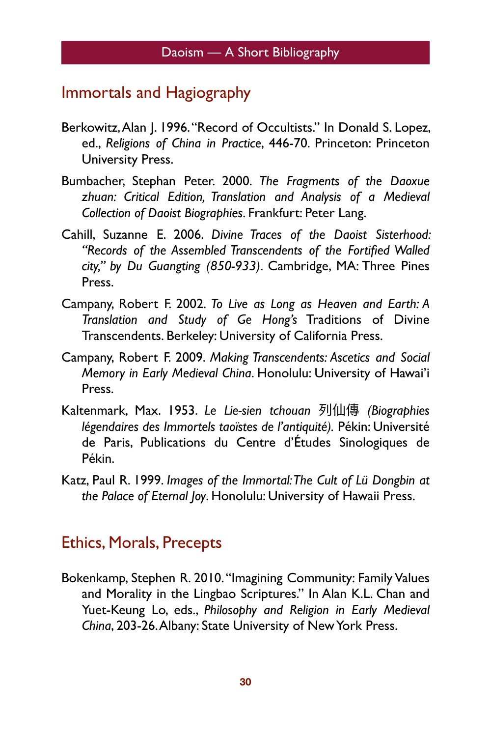## Immortals and Hagiography

Berkowitz, Alan J. 1996. "Record of Occultists." In Donald S. Lopez, ed., *Religions of China in Practice*, 446-70. Princeton: Princeton University Press.

Bumbacher, Stephan Peter. 2000. *The Fragments of the Daoxue zhuan: Critical Edition, Translation and Analysis of a Medieval Collection of Daoist Biographies*. Frankfurt: Peter Lang.

Cahill, Suzanne E. 2006. *Divine Traces of the Daoist Sisterhood: "Records of the Assembled Transcendents of the Fortified Walled city," by Du Guangting (850-933)*. Cambridge, MA: Three Pines Press.

Campany, Robert F. 2002. *To Live as Long as Heaven and Earth: A Translation and Study of Ge Hong's* Traditions of Divine Transcendents. Berkeley: University of California Press.

Campany, Robert F. 2009. *Making Transcendents: Ascetics and Social Memory in Early Medieval China*. Honolulu: University of Hawai'i Press.

Kaltenmark, Max. 1953. *Le Lie-sien tchouan* 列仙傳 *(Biographies légendaires des Immortels taoïstes de l'antiquité)*. Pékin: Université de Paris, Publications du Centre d'Études Sinologiques de Pékin.

Katz, Paul R. 1999. *Images of the Immortal: The Cult of Lü Dongbin at the Palace of Eternal Joy*. Honolulu: University of Hawaii Press.

## Ethics, Morals, Precepts

Bokenkamp, Stephen R. 2010. "Imagining Community: Family Values and Morality in the Lingbao Scriptures." In Alan K.L. Chan and Yuet-Keung Lo, eds., *Philosophy and Religion in Early Medieval China*, 203-26. Albany: State University of New York Press.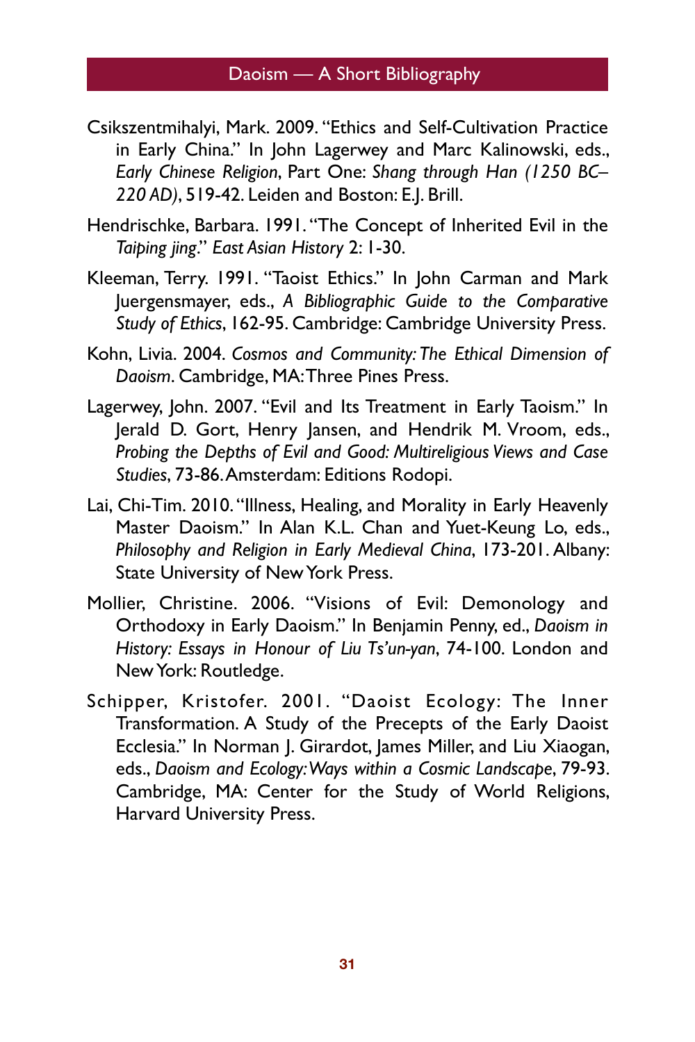Csikszentmihalyi, Mark. 2009. "Ethics and Self-Cultivation Practice in Early China." In John Lagerwey and Marc Kalinowski, eds., *Early Chinese Religion*, Part One: *Shang through Han (1250 BC–220 AD)*, 519-42. Leiden and Boston: E.J. Brill.

Hendrischke, Barbara. 1991. "The Concept of Inherited Evil in the *Taiping jing*." *East Asian History* 2: 1-30.

Kleeman, Terry. 1991. "Taoist Ethics." In John Carman and Mark Juergensmayer, eds., *A Bibliographic Guide to the Comparative Study of Ethics*, 162-95. Cambridge: Cambridge University Press.

Kohn, Livia. 2004. *Cosmos and Community: The Ethical Dimension of Daoism*. Cambridge, MA: Three Pines Press.

Lagerwey, John. 2007. "Evil and Its Treatment in Early Taoism." In Jerald D. Gort, Henry Jansen, and Hendrik M. Vroom, eds., *Probing the Depths of Evil and Good: Multireligious Views and Case Studies*, 73-86. Amsterdam: Editions Rodopi.

Lai, Chi-Tim. 2010. "Illness, Healing, and Morality in Early Heavenly Master Daoism." In Alan K.L. Chan and Yuet-Keung Lo, eds., *Philosophy and Religion in Early Medieval China*, 173-201. Albany: State University of New York Press.

Mollier, Christine. 2006. "Visions of Evil: Demonology and Orthodoxy in Early Daoism." In Benjamin Penny, ed., *Daoism in History: Essays in Honour of Liu Ts'un-yan*, 74-100. London and New York: Routledge.

Schipper, Kristofer. 2001. "Daoist Ecology: The Inner Transformation. A Study of the Precepts of the Early Daoist Ecclesia." In Norman J. Girardot, James Miller, and Liu Xiaogan, eds., *Daoism and Ecology: Ways within a Cosmic Landscape*, 79-93. Cambridge, MA: Center for the Study of World Religions, Harvard University Press.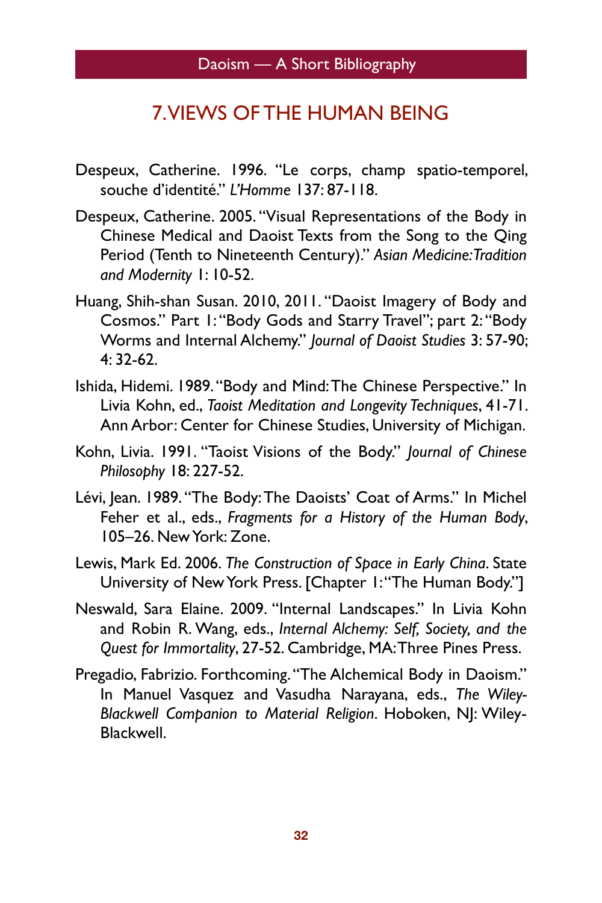## 7. VIEWS OF THE HUMAN BEING

Despeux, Catherine. 1996. "Le corps, champ spatio-temporel, souche d'identité." *L'Homme* 137: 87-118.

Despeux, Catherine. 2005. "Visual Representations of the Body in Chinese Medical and Daoist Texts from the Song to the Qing Period (Tenth to Nineteenth Century)." *Asian Medicine: Tradition and Modernity* 1: 10-52.

Huang, Shih-shan Susan. 2010, 2011. "Daoist Imagery of Body and Cosmos." Part 1: "Body Gods and Starry Travel"; part 2: "Body Worms and Internal Alchemy." *Journal of Daoist Studies* 3: 57-90; 4: 32-62.

Ishida, Hidemi. 1989. "Body and Mind: The Chinese Perspective." In Livia Kohn, ed., *Taoist Meditation and Longevity Techniques*, 41-71. Ann Arbor: Center for Chinese Studies, University of Michigan.

Kohn, Livia. 1991. "Taoist Visions of the Body." *Journal of Chinese Philosophy* 18: 227-52.

Lévi, Jean. 1989. "The Body: The Daoists' Coat of Arms." In Michel Feher et al., eds., *Fragments for a History of the Human Body*, 105–26. New York: Zone.

Lewis, Mark Ed. 2006. *The Construction of Space in Early China*. State University of New York Press. [Chapter 1: "The Human Body."]

Neswald, Sara Elaine. 2009. "Internal Landscapes." In Livia Kohn and Robin R. Wang, eds., *Internal Alchemy: Self, Society, and the Quest for Immortality*, 27-52. Cambridge, MA: Three Pines Press.

Pregadio, Fabrizio. Forthcoming. "The Alchemical Body in Daoism." In Manuel Vasquez and Vasudha Narayana, eds., *The Wiley-Blackwell Companion to Material Religion*. Hoboken, NJ: Wiley-Blackwell.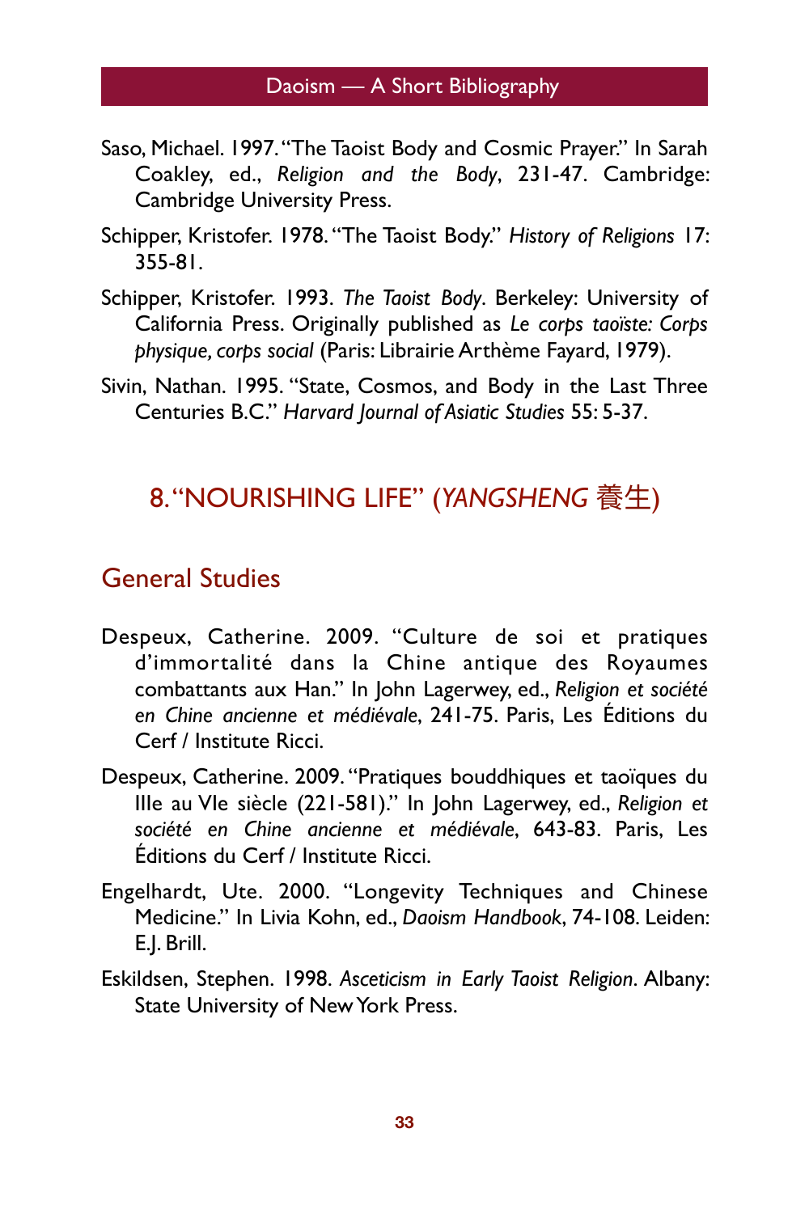Saso, Michael. 1997. "The Taoist Body and Cosmic Prayer." In Sarah Coakley, ed., *Religion and the Body*, 231-47. Cambridge: Cambridge University Press.

Schipper, Kristofer. 1978. "The Taoist Body." *History of Religions* 17: 355-81.

Schipper, Kristofer. 1993. *The Taoist Body*. Berkeley: University of California Press. Originally published as *Le corps taoïste: Corps physique, corps social* (Paris: Librairie Arthème Fayard, 1979).

Sivin, Nathan. 1995. "State, Cosmos, and Body in the Last Three Centuries B.C." *Harvard Journal of Asiatic Studies* 55: 5-37.

## 8. "NOURISHING LIFE" (*YANGSHENG* 養生)

### General Studies

Despeux, Catherine. 2009. "Culture de soi et pratiques d'immortalité dans la Chine antique des Royaumes combattants aux Han." In John Lagerwey, ed., *Religion et société en Chine ancienne et médiévale*, 241-75. Paris, Les Éditions du Cerf / Institute Ricci.

Despeux, Catherine. 2009. "Pratiques bouddhiques et taoïques du IIIe au VIe siècle (221-581)." In John Lagerwey, ed., *Religion et société en Chine ancienne et médiévale*, 643-83. Paris, Les Éditions du Cerf / Institute Ricci.

Engelhardt, Ute. 2000. "Longevity Techniques and Chinese Medicine." In Livia Kohn, ed., *Daoism Handbook*, 74-108. Leiden: E.J. Brill.

Eskildsen, Stephen. 1998. *Asceticism in Early Taoist Religion*. Albany: State University of New York Press.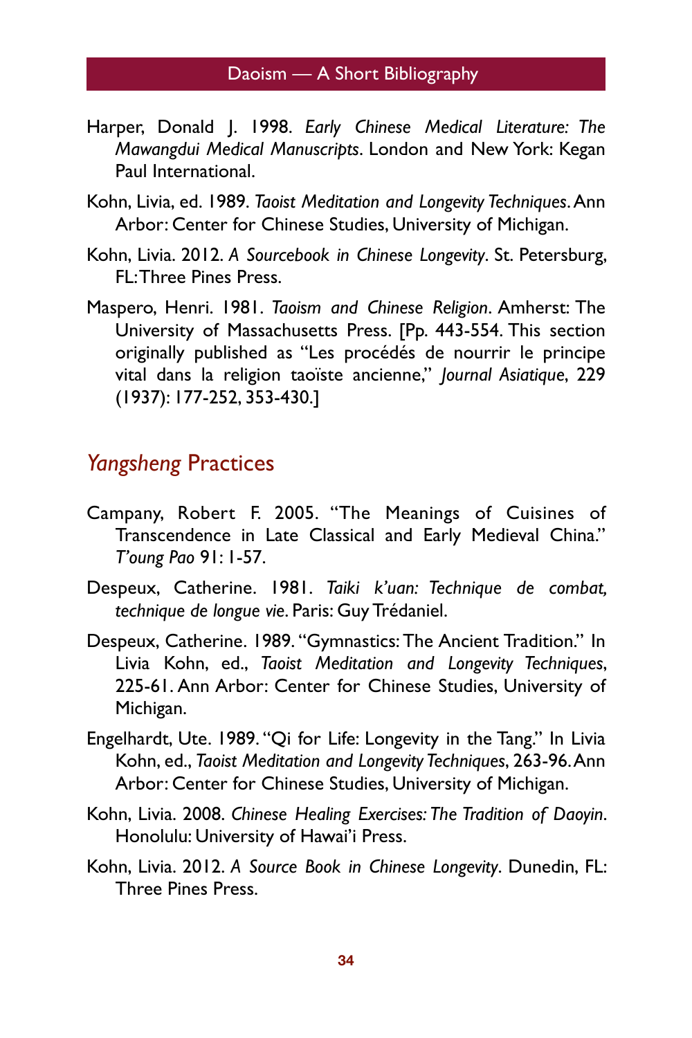Harper, Donald J. 1998. *Early Chinese Medical Literature: The Mawangdui Medical Manuscripts*. London and New York: Kegan Paul International.

Kohn, Livia, ed. 1989. *Taoist Meditation and Longevity Techniques*. Ann Arbor: Center for Chinese Studies, University of Michigan.

Kohn, Livia. 2012. *A Sourcebook in Chinese Longevity*. St. Petersburg, FL: Three Pines Press.

Maspero, Henri. 1981. *Taoism and Chinese Religion*. Amherst: The University of Massachusetts Press. [Pp. 443-554. This section originally published as "Les procédés de nourrir le principe vital dans la religion taoïste ancienne," *Journal Asiatique*, 229 (1937): 177-252, 353-430.]

## *Yangsheng* Practices

Campany, Robert F. 2005. "The Meanings of Cuisines of Transcendence in Late Classical and Early Medieval China." *T'oung Pao* 91: 1-57.

Despeux, Catherine. 1981. *Taiki k'uan: Technique de combat, technique de longue vie*. Paris: Guy Trédaniel.

Despeux, Catherine. 1989. "Gymnastics: The Ancient Tradition." In Livia Kohn, ed., *Taoist Meditation and Longevity Techniques*, 225-61. Ann Arbor: Center for Chinese Studies, University of Michigan.

Engelhardt, Ute. 1989. "Qi for Life: Longevity in the Tang." In Livia Kohn, ed., *Taoist Meditation and Longevity Techniques*, 263-96. Ann Arbor: Center for Chinese Studies, University of Michigan.

Kohn, Livia. 2008. *Chinese Healing Exercises: The Tradition of Daoyin*. Honolulu: University of Hawai'i Press.

Kohn, Livia. 2012. *A Source Book in Chinese Longevity*. Dunedin, FL: Three Pines Press.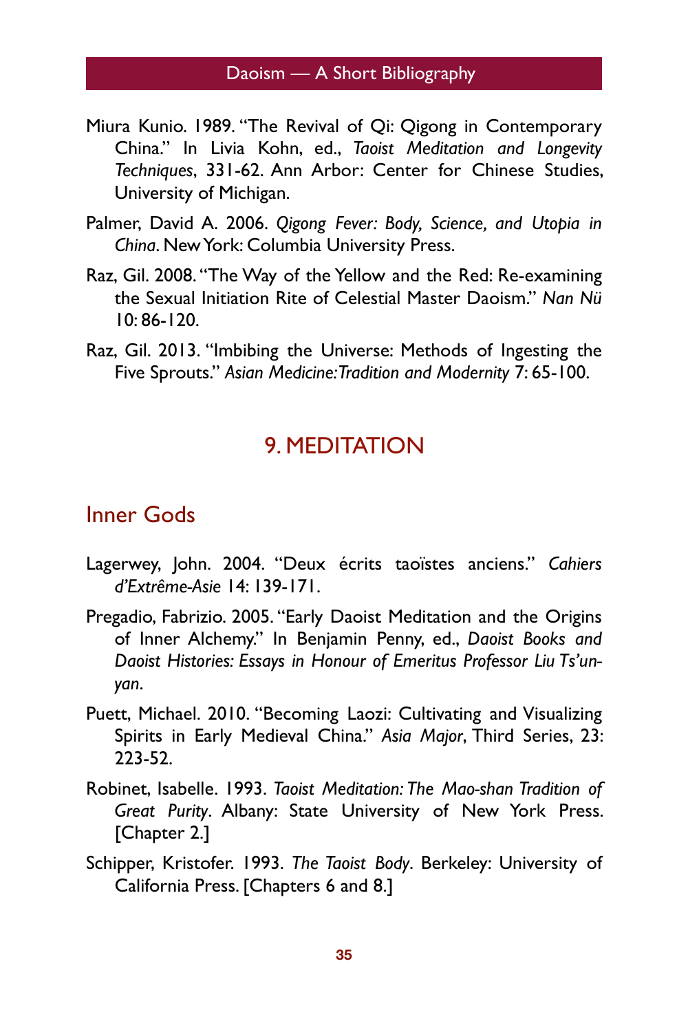Miura Kunio. 1989. "The Revival of Qi: Qigong in Contemporary China." In Livia Kohn, ed., *Taoist Meditation and Longevity Techniques*, 331-62. Ann Arbor: Center for Chinese Studies, University of Michigan.

Palmer, David A. 2006. *Qigong Fever: Body, Science, and Utopia in China*. New York: Columbia University Press.

Raz, Gil. 2008. "The Way of the Yellow and the Red: Re-examining the Sexual Initiation Rite of Celestial Master Daoism." *Nan Nü* 10: 86-120.

Raz, Gil. 2013. "Imbibing the Universe: Methods of Ingesting the Five Sprouts." *Asian Medicine: Tradition and Modernity* 7: 65-100.

## 9. MEDITATION

### Inner Gods

Lagerwey, John. 2004. "Deux écrits taoïstes anciens." *Cahiers d'Extrême-Asie* 14: 139-171.

Pregadio, Fabrizio. 2005. "Early Daoist Meditation and the Origins of Inner Alchemy." In Benjamin Penny, ed., *Daoist Books and Daoist Histories: Essays in Honour of Emeritus Professor Liu Ts'un-yan*.

Puett, Michael. 2010. "Becoming Laozi: Cultivating and Visualizing Spirits in Early Medieval China." *Asia Major*, Third Series, 23: 223-52.

Robinet, Isabelle. 1993. *Taoist Meditation: The Mao-shan Tradition of Great Purity*. Albany: State University of New York Press. [Chapter 2.]

Schipper, Kristofer. 1993. *The Taoist Body*. Berkeley: University of California Press. [Chapters 6 and 8.]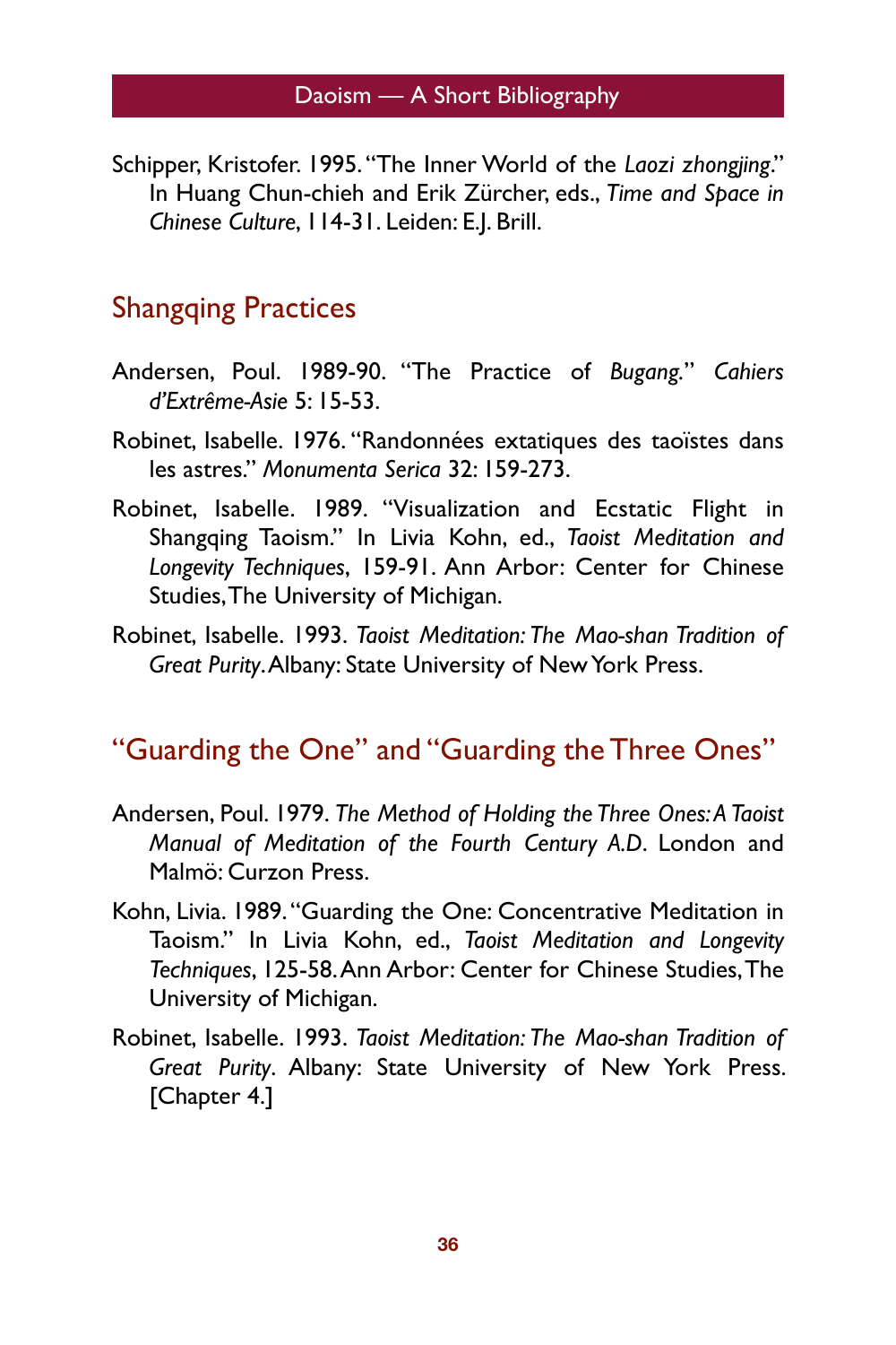Schipper, Kristofer. 1995. "The Inner World of the *Laozi zhongjing*." In Huang Chun-chieh and Erik Zürcher, eds., *Time and Space in Chinese Culture*, 114-31. Leiden: E.J. Brill.

## Shangqing Practices

Andersen, Poul. 1989-90. "The Practice of *Bugang*." *Cahiers d'Extrême-Asie* 5: 15-53.

Robinet, Isabelle. 1976. "Randonnées extatiques des taoïstes dans les astres." *Monumenta Serica* 32: 159-273.

Robinet, Isabelle. 1989. "Visualization and Ecstatic Flight in Shangqing Taoism." In Livia Kohn, ed., *Taoist Meditation and Longevity Techniques*, 159-91. Ann Arbor: Center for Chinese Studies, The University of Michigan.

Robinet, Isabelle. 1993. *Taoist Meditation: The Mao-shan Tradition of Great Purity*. Albany: State University of New York Press.

## "Guarding the One" and "Guarding the Three Ones"

Andersen, Poul. 1979. *The Method of Holding the Three Ones: A Taoist Manual of Meditation of the Fourth Century A.D*. London and Malmö: Curzon Press.

Kohn, Livia. 1989. "Guarding the One: Concentrative Meditation in Taoism." In Livia Kohn, ed., *Taoist Meditation and Longevity Techniques*, 125-58. Ann Arbor: Center for Chinese Studies, The University of Michigan.

Robinet, Isabelle. 1993. *Taoist Meditation: The Mao-shan Tradition of Great Purity*. Albany: State University of New York Press. [Chapter 4.]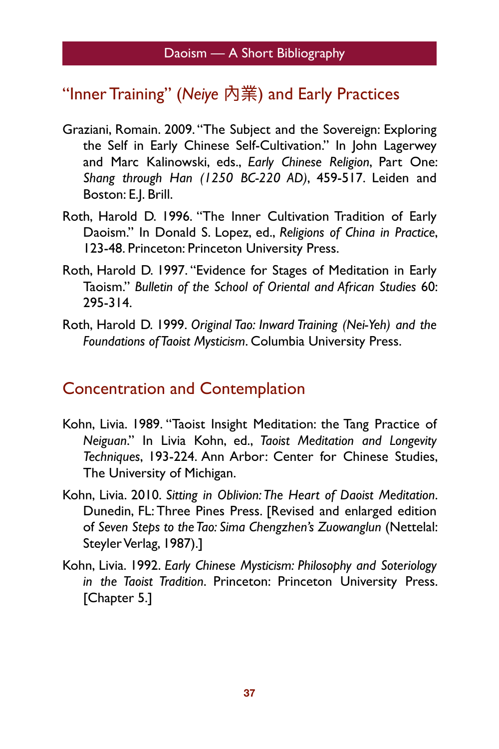## "Inner Training" (*Neiye* 內業) and Early Practices

Graziani, Romain. 2009. "The Subject and the Sovereign: Exploring the Self in Early Chinese Self-Cultivation." In John Lagerwey and Marc Kalinowski, eds., *Early Chinese Religion*, Part One: *Shang through Han (1250 BC-220 AD)*, 459-517. Leiden and Boston: E.J. Brill.

Roth, Harold D. 1996. "The Inner Cultivation Tradition of Early Daoism." In Donald S. Lopez, ed., *Religions of China in Practice*, 123-48. Princeton: Princeton University Press.

Roth, Harold D. 1997. "Evidence for Stages of Meditation in Early Taoism." *Bulletin of the School of Oriental and African Studies* 60: 295-314.

Roth, Harold D. 1999. *Original Tao: Inward Training (Nei-Yeh) and the Foundations of Taoist Mysticism*. Columbia University Press.

## Concentration and Contemplation

Kohn, Livia. 1989. "Taoist Insight Meditation: the Tang Practice of *Neiguan*." In Livia Kohn, ed., *Taoist Meditation and Longevity Techniques*, 193-224. Ann Arbor: Center for Chinese Studies, The University of Michigan.

Kohn, Livia. 2010. *Sitting in Oblivion: The Heart of Daoist Meditation*. Dunedin, FL: Three Pines Press. [Revised and enlarged edition of *Seven Steps to the Tao: Sima Chengzhen's Zuowanglun* (Nettelal: Steyler Verlag, 1987).]

Kohn, Livia. 1992. *Early Chinese Mysticism: Philosophy and Soteriology in the Taoist Tradition*. Princeton: Princeton University Press. [Chapter 5.]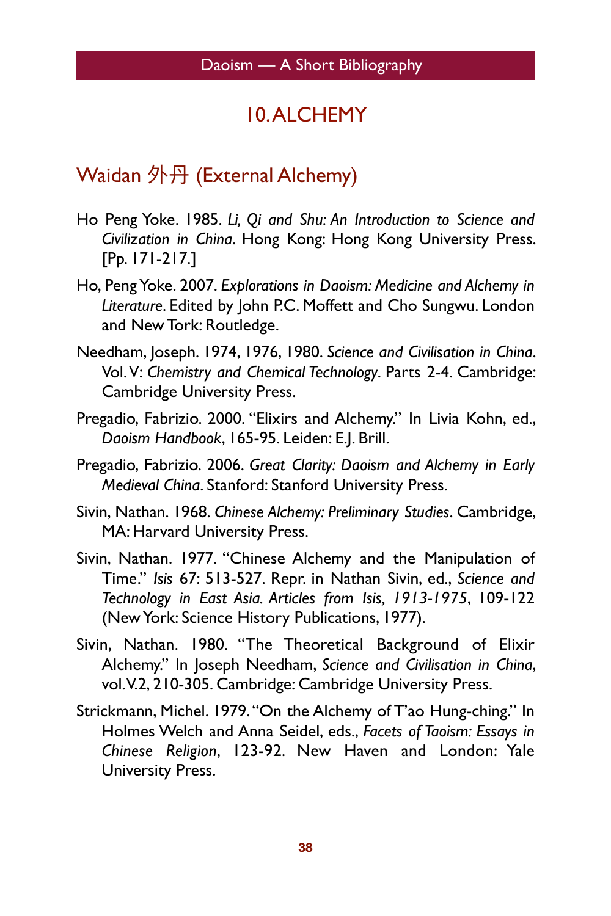## 10. ALCHEMY

### Waidan 外丹 (External Alchemy)

Ho Peng Yoke. 1985. *Li, Qi and Shu: An Introduction to Science and Civilization in China*. Hong Kong: Hong Kong University Press. [Pp. 171-217.]

Ho, Peng Yoke. 2007. *Explorations in Daoism: Medicine and Alchemy in Literature*. Edited by John P.C. Moffett and Cho Sungwu. London and New Tork: Routledge.

Needham, Joseph. 1974, 1976, 1980. *Science and Civilisation in China*. Vol. V: *Chemistry and Chemical Technology*. Parts 2-4. Cambridge: Cambridge University Press.

Pregadio, Fabrizio. 2000. "Elixirs and Alchemy." In Livia Kohn, ed., *Daoism Handbook*, 165-95. Leiden: E.J. Brill.

Pregadio, Fabrizio. 2006. *Great Clarity: Daoism and Alchemy in Early Medieval China*. Stanford: Stanford University Press.

Sivin, Nathan. 1968. *Chinese Alchemy: Preliminary Studies*. Cambridge, MA: Harvard University Press.

Sivin, Nathan. 1977. "Chinese Alchemy and the Manipulation of Time." *Isis* 67: 513-527. Repr. in Nathan Sivin, ed., *Science and Technology in East Asia. Articles from Isis, 1913-1975*, 109-122 (New York: Science History Publications, 1977).

Sivin, Nathan. 1980. "The Theoretical Background of Elixir Alchemy." In Joseph Needham, *Science and Civilisation in China*, vol. V.2, 210-305. Cambridge: Cambridge University Press.

Strickmann, Michel. 1979. "On the Alchemy of T'ao Hung-ching." In Holmes Welch and Anna Seidel, eds., *Facets of Taoism: Essays in Chinese Religion*, 123-92. New Haven and London: Yale University Press.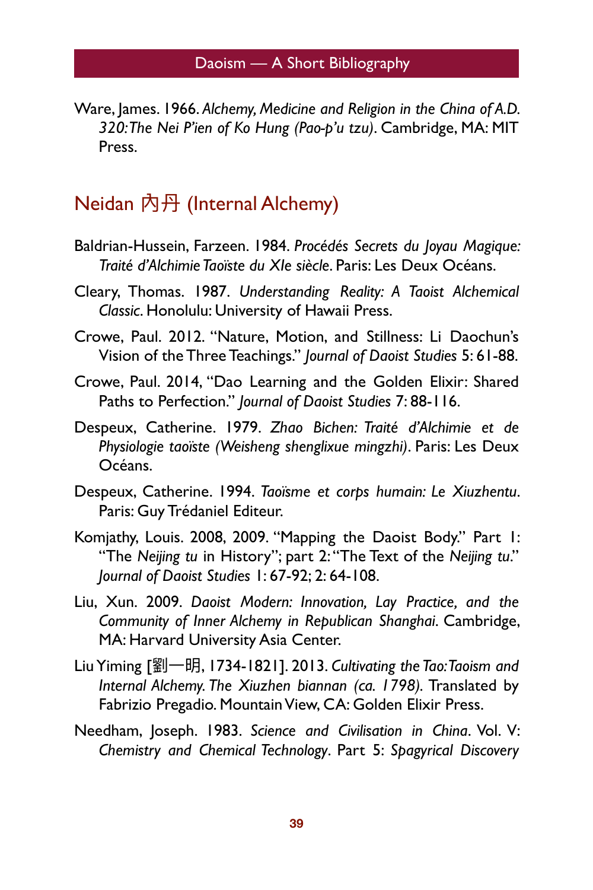Ware, James. 1966. *Alchemy, Medicine and Religion in the China of A.D. 320: The Nei P'ien of Ko Hung (Pao-p'u tzu)*. Cambridge, MA: MIT Press.

## Neidan 內丹 (Internal Alchemy)

Baldrian-Hussein, Farzeen. 1984. *Procédés Secrets du Joyau Magique: Traité d'Alchimie Taoïste du XIe siècle*. Paris: Les Deux Océans.

Cleary, Thomas. 1987. *Understanding Reality: A Taoist Alchemical Classic*. Honolulu: University of Hawaii Press.

Crowe, Paul. 2012. "Nature, Motion, and Stillness: Li Daochun's Vision of the Three Teachings." *Journal of Daoist Studies* 5: 61-88.

Crowe, Paul. 2014, "Dao Learning and the Golden Elixir: Shared Paths to Perfection." *Journal of Daoist Studies* 7: 88-116.

Despeux, Catherine. 1979. *Zhao Bichen: Traité d'Alchimie et de Physiologie taoïste (Weisheng shenglixue mingzhi)*. Paris: Les Deux Océans.

Despeux, Catherine. 1994. *Taoïsme et corps humain: Le Xiuzhentu*. Paris: Guy Trédaniel Editeur.

Komjathy, Louis. 2008, 2009. "Mapping the Daoist Body." Part 1: "The *Neijing tu* in History"; part 2: "The Text of the *Neijing tu*." *Journal of Daoist Studies* 1: 67-92; 2: 64-108.

Liu, Xun. 2009. *Daoist Modern: Innovation, Lay Practice, and the Community of Inner Alchemy in Republican Shanghai*. Cambridge, MA: Harvard University Asia Center.

Liu Yiming [劉一明, 1734-1821]. 2013. *Cultivating the Tao: Taoism and Internal Alchemy. The Xiuzhen biannan (ca. 1798).* Translated by Fabrizio Pregadio. Mountain View, CA: Golden Elixir Press.

Needham, Joseph. 1983. *Science and Civilisation in China*. Vol. V: *Chemistry and Chemical Technology*. Part 5: *Spagyrical Discovery*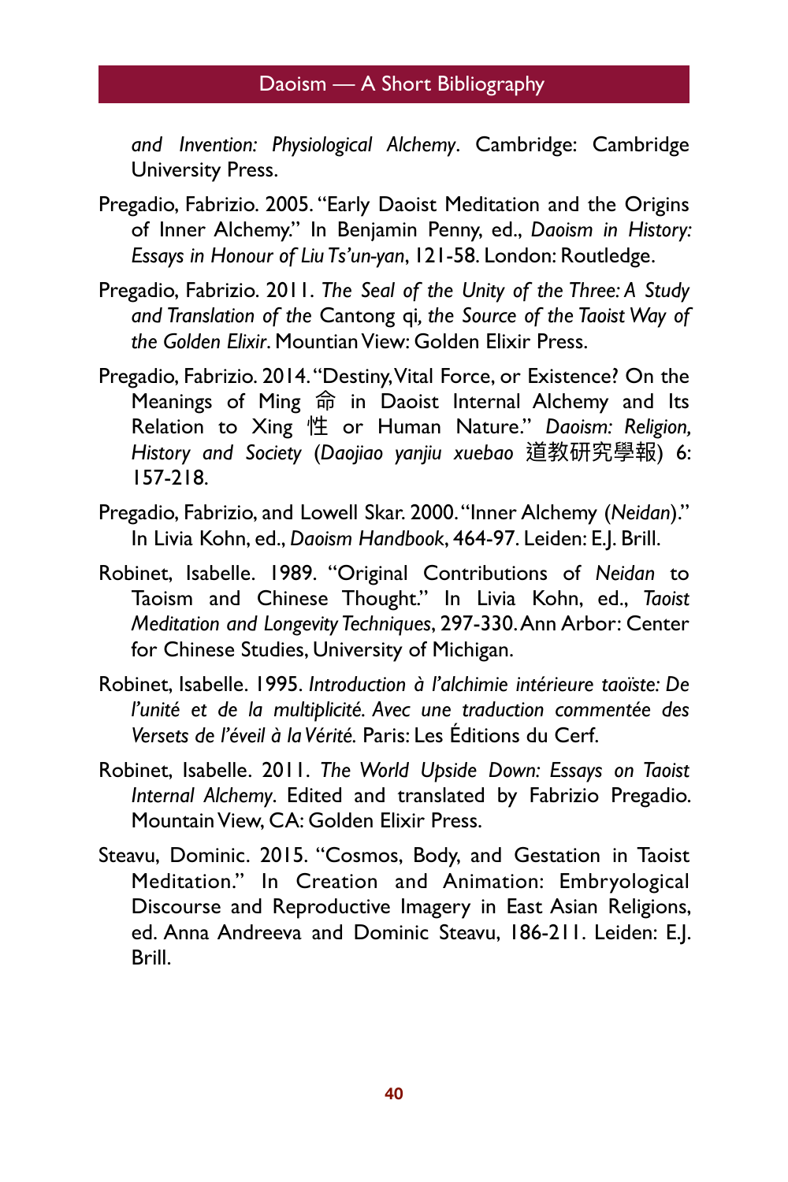*and Invention: Physiological Alchemy*. Cambridge: Cambridge University Press.

Pregadio, Fabrizio. 2005. "Early Daoist Meditation and the Origins of Inner Alchemy." In Benjamin Penny, ed., *Daoism in History: Essays in Honour of Liu Ts'un-yan*, 121-58. London: Routledge.

Pregadio, Fabrizio. 2011. *The Seal of the Unity of the Three: A Study and Translation of the* Cantong qi*, the Source of the Taoist Way of the Golden Elixir*. Mountain View: Golden Elixir Press.

Pregadio, Fabrizio. 2014. "Destiny, Vital Force, or Existence? On the Meanings of Ming 命 in Daoist Internal Alchemy and Its Relation to Xing 性 or Human Nature." *Daoism: Religion, History and Society* (*Daojiao yanjiu xuebao* 道教研究學報) 6: 157-218.

Pregadio, Fabrizio, and Lowell Skar. 2000. "Inner Alchemy (*Neidan*)." In Livia Kohn, ed., *Daoism Handbook*, 464-97. Leiden: E.J. Brill.

Robinet, Isabelle. 1989. "Original Contributions of *Neidan* to Taoism and Chinese Thought." In Livia Kohn, ed., *Taoist Meditation and Longevity Techniques*, 297-330. Ann Arbor: Center for Chinese Studies, University of Michigan.

Robinet, Isabelle. 1995. *Introduction à l'alchimie intérieure taoïste: De l'unité et de la multiplicité. Avec une traduction commentée des Versets de l'éveil à la Vérité.* Paris: Les Éditions du Cerf.

Robinet, Isabelle. 2011. *The World Upside Down: Essays on Taoist Internal Alchemy*. Edited and translated by Fabrizio Pregadio. Mountain View, CA: Golden Elixir Press.

Steavu, Dominic. 2015. "Cosmos, Body, and Gestation in Taoist Meditation." In Creation and Animation: Embryological Discourse and Reproductive Imagery in East Asian Religions, ed. Anna Andreeva and Dominic Steavu, 186-211. Leiden: E.J. Brill.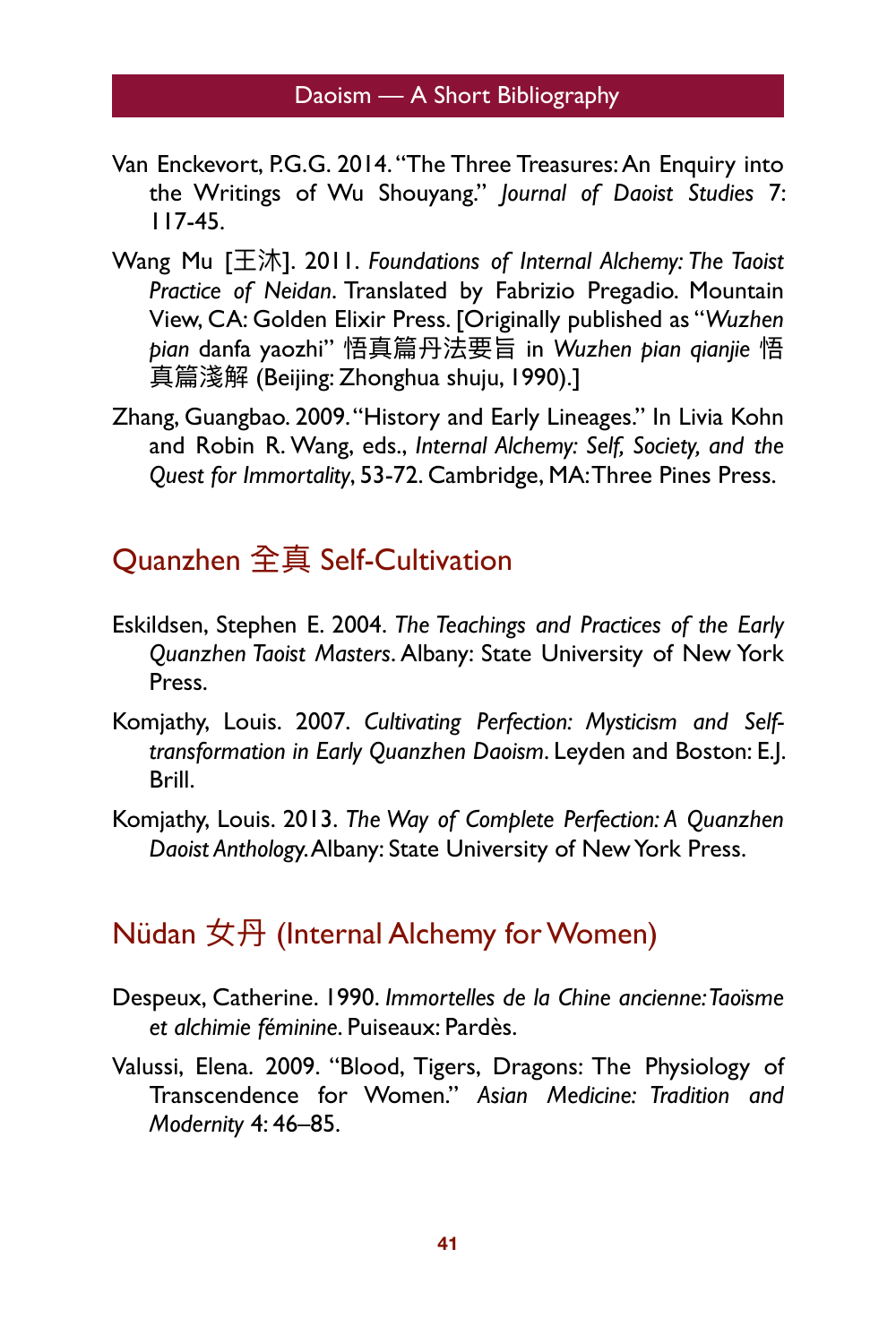Van Enckevort, P.G.G. 2014. "The Three Treasures: An Enquiry into the Writings of Wu Shouyang." *Journal of Daoist Studies* 7: 117-45.

Wang Mu [王沐]. 2011. *Foundations of Internal Alchemy: The Taoist Practice of Neidan*. Translated by Fabrizio Pregadio. Mountain View, CA: Golden Elixir Press. [Originally published as "*Wuzhen pian* danfa yaozhi" 悟真篇丹法要旨 in *Wuzhen pian qianjie* 悟真篇淺解 (Beijing: Zhonghua shuju, 1990).]

Zhang, Guangbao. 2009. "History and Early Lineages." In Livia Kohn and Robin R. Wang, eds., *Internal Alchemy: Self, Society, and the Quest for Immortality*, 53-72. Cambridge, MA: Three Pines Press.

## Quanzhen 全真 Self-Cultivation

Eskildsen, Stephen E. 2004. *The Teachings and Practices of the Early Quanzhen Taoist Masters*. Albany: State University of New York Press.

Komjathy, Louis. 2007. *Cultivating Perfection: Mysticism and Self-transformation in Early Quanzhen Daoism*. Leyden and Boston: E.J. Brill.

Komjathy, Louis. 2013. *The Way of Complete Perfection: A Quanzhen Daoist Anthology*. Albany: State University of New York Press.

## Nüdan 女丹 (Internal Alchemy for Women)

Despeux, Catherine. 1990. *Immortelles de la Chine ancienne: Taoïsme et alchimie féminine*. Puiseaux: Pardès.

Valussi, Elena. 2009. "Blood, Tigers, Dragons: The Physiology of Transcendence for Women." *Asian Medicine: Tradition and Modernity* 4: 46–85.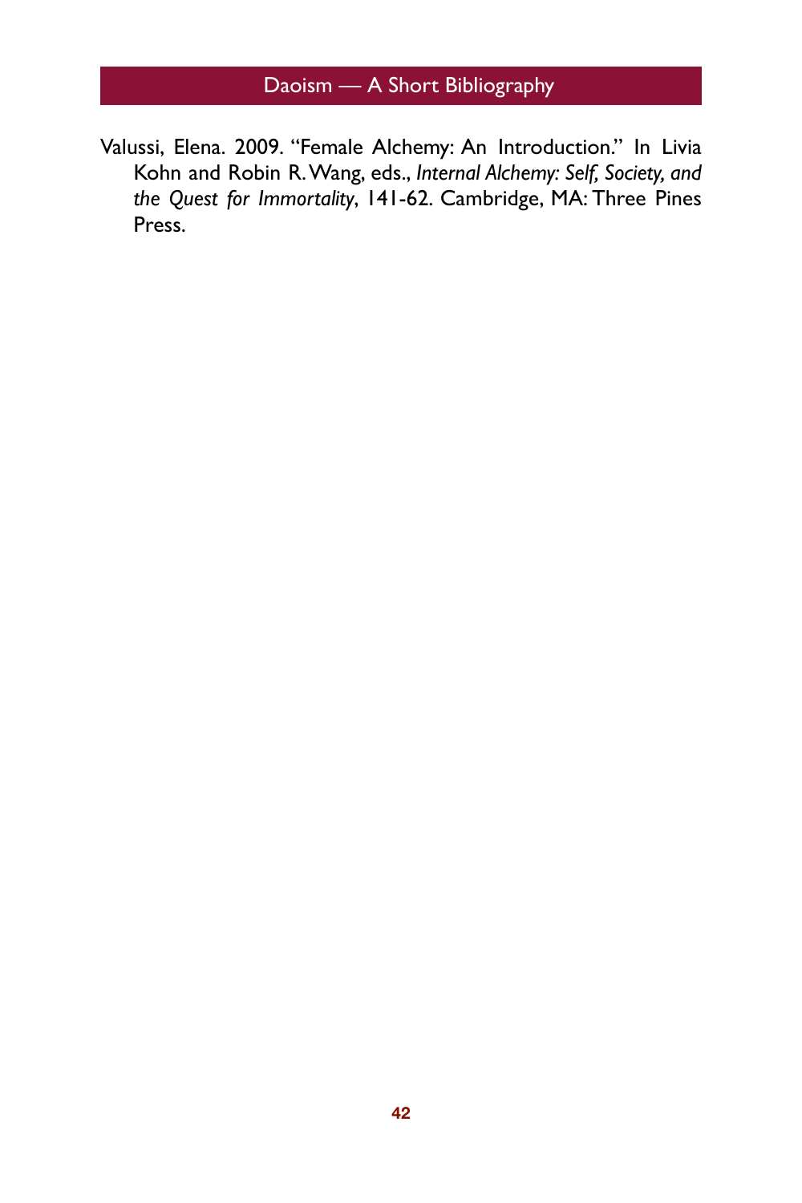Valussi, Elena. 2009. "Female Alchemy: An Introduction." In Livia Kohn and Robin R. Wang, eds., *Internal Alchemy: Self, Society, and the Quest for Immortality*, 141-62. Cambridge, MA: Three Pines Press.